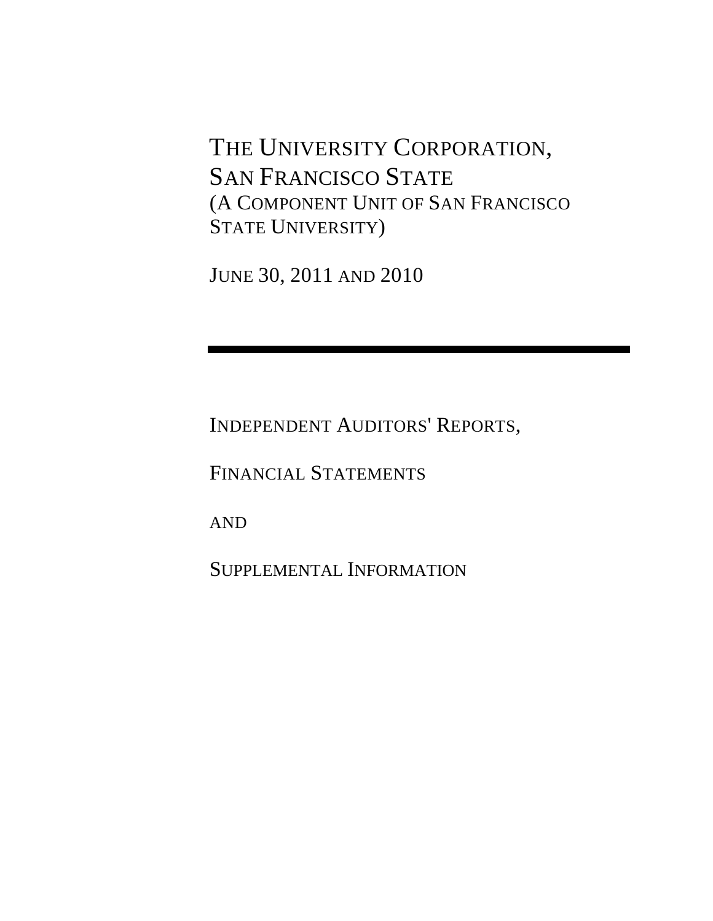# THE UNIVERSITY CORPORATION, SAN FRANCISCO STATE

(A COMPONENT UNIT OF SAN FRANCISCO STATE UNIVERSITY)

JUNE 30, 2011 AND 2010

---

INDEPENDENT AUDITORS' REPORTS,

FINANCIAL STATEMENTS

AND

SUPPLEMENTAL INFORMATION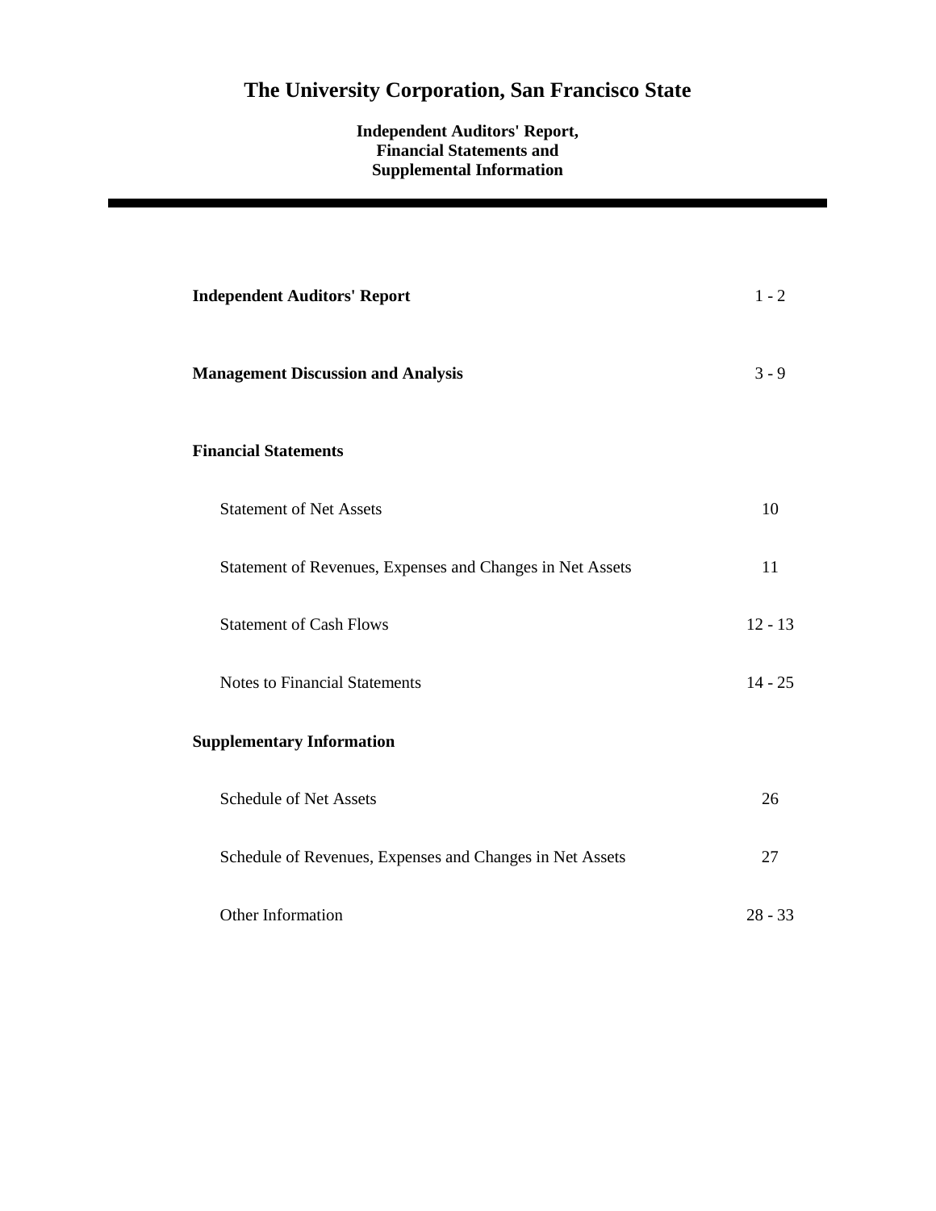# The University Corporation, San Francisco State

**Independent Auditors' Report, Financial Statements and Supplemental Information**

---

| | |
|---|---|
| **Independent Auditors' Report** | 1 - 2 |
| **Management Discussion and Analysis** | 3 - 9 |
| **Financial Statements** | |
| Statement of Net Assets | 10 |
| Statement of Revenues, Expenses and Changes in Net Assets | 11 |
| Statement of Cash Flows | 12 - 13 |
| Notes to Financial Statements | 14 - 25 |
| **Supplementary Information** | |
| Schedule of Net Assets | 26 |
| Schedule of Revenues, Expenses and Changes in Net Assets | 27 |
| Other Information | 28 - 33 |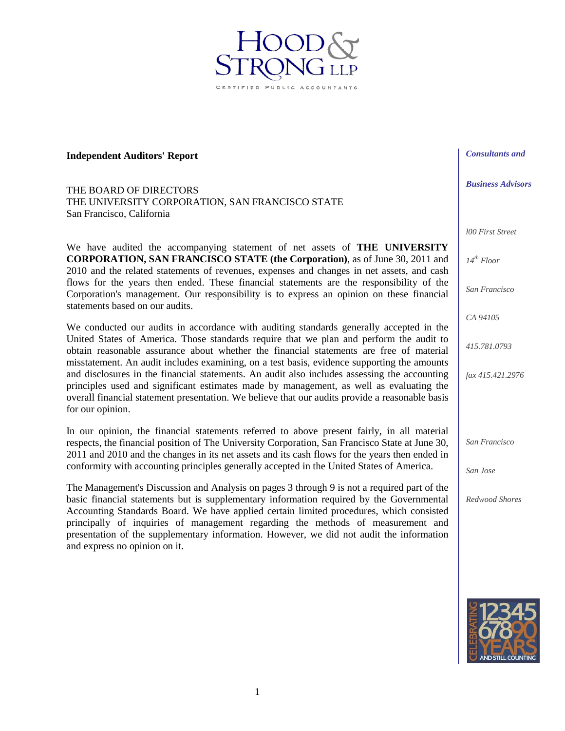HOOD & STRONG LLP

CERTIFIED PUBLIC ACCOUNTANTS

**Independent Auditors' Report**

THE BOARD OF DIRECTORS
THE UNIVERSITY CORPORATION, SAN FRANCISCO STATE
San Francisco, California

We have audited the accompanying statement of net assets of **THE UNIVERSITY CORPORATION, SAN FRANCISCO STATE (the Corporation)**, as of June 30, 2011 and 2010 and the related statements of revenues, expenses and changes in net assets, and cash flows for the years then ended. These financial statements are the responsibility of the Corporation's management. Our responsibility is to express an opinion on these financial statements based on our audits.

We conducted our audits in accordance with auditing standards generally accepted in the United States of America. Those standards require that we plan and perform the audit to obtain reasonable assurance about whether the financial statements are free of material misstatement. An audit includes examining, on a test basis, evidence supporting the amounts and disclosures in the financial statements. An audit also includes assessing the accounting principles used and significant estimates made by management, as well as evaluating the overall financial statement presentation. We believe that our audits provide a reasonable basis for our opinion.

In our opinion, the financial statements referred to above present fairly, in all material respects, the financial position of The University Corporation, San Francisco State at June 30, 2011 and 2010 and the changes in its net assets and its cash flows for the years then ended in conformity with accounting principles generally accepted in the United States of America.

The Management's Discussion and Analysis on pages 3 through 9 is not a required part of the basic financial statements but is supplementary information required by the Governmental Accounting Standards Board. We have applied certain limited procedures, which consisted principally of inquiries of management regarding the methods of measurement and presentation of the supplementary information. However, we did not audit the information and express no opinion on it.

*Consultants and Business Advisors*

*100 First Street*
*14th Floor*
*San Francisco*
*CA 94105*
*415.781.0793*
*fax 415.421.2976*

*San Francisco*
*San Jose*
*Redwood Shores*

CELEBRATING 12345 67890 YEARS AND STILL COUNTING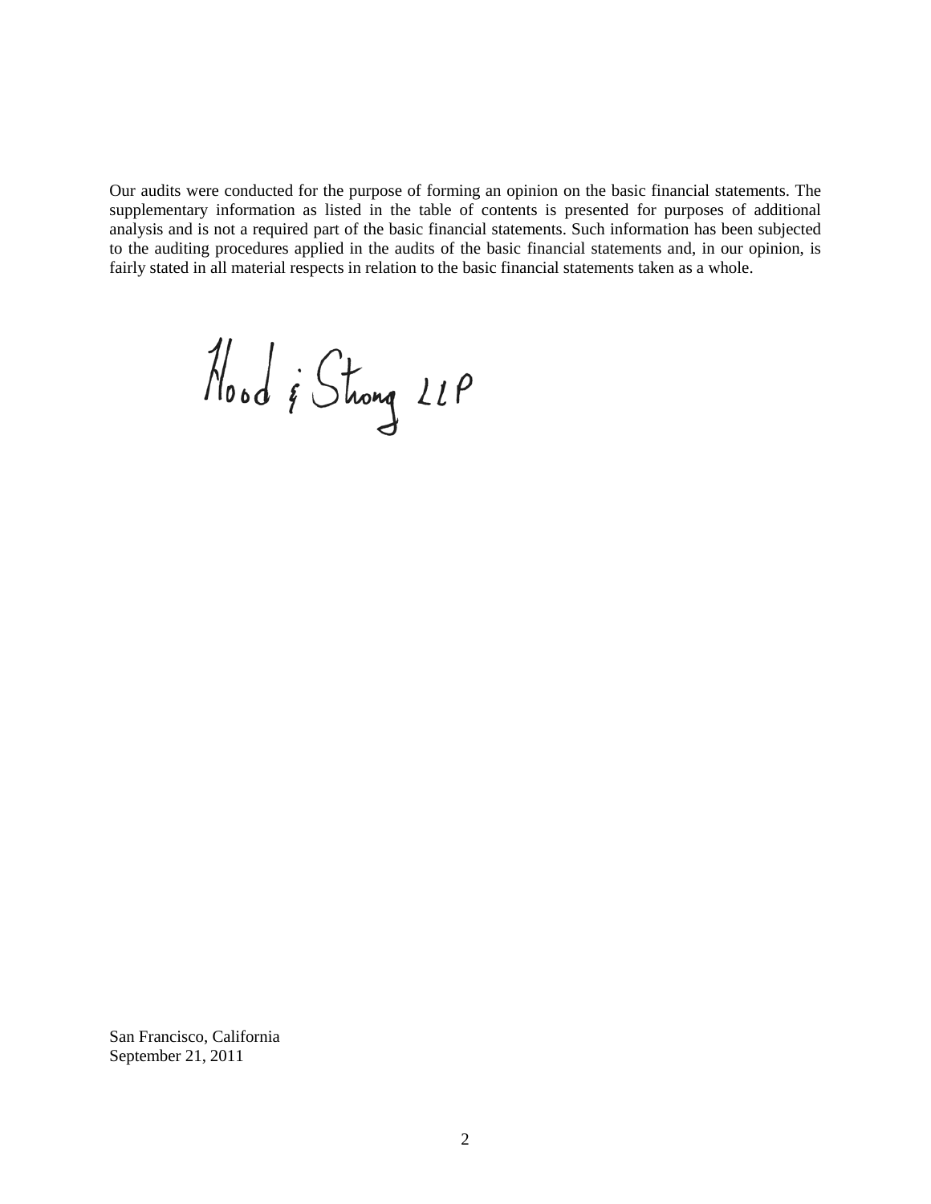Our audits were conducted for the purpose of forming an opinion on the basic financial statements. The supplementary information as listed in the table of contents is presented for purposes of additional analysis and is not a required part of the basic financial statements. Such information has been subjected to the auditing procedures applied in the audits of the basic financial statements and, in our opinion, is fairly stated in all material respects in relation to the basic financial statements taken as a whole.

Hood & Strong LLP

San Francisco, California
September 21, 2011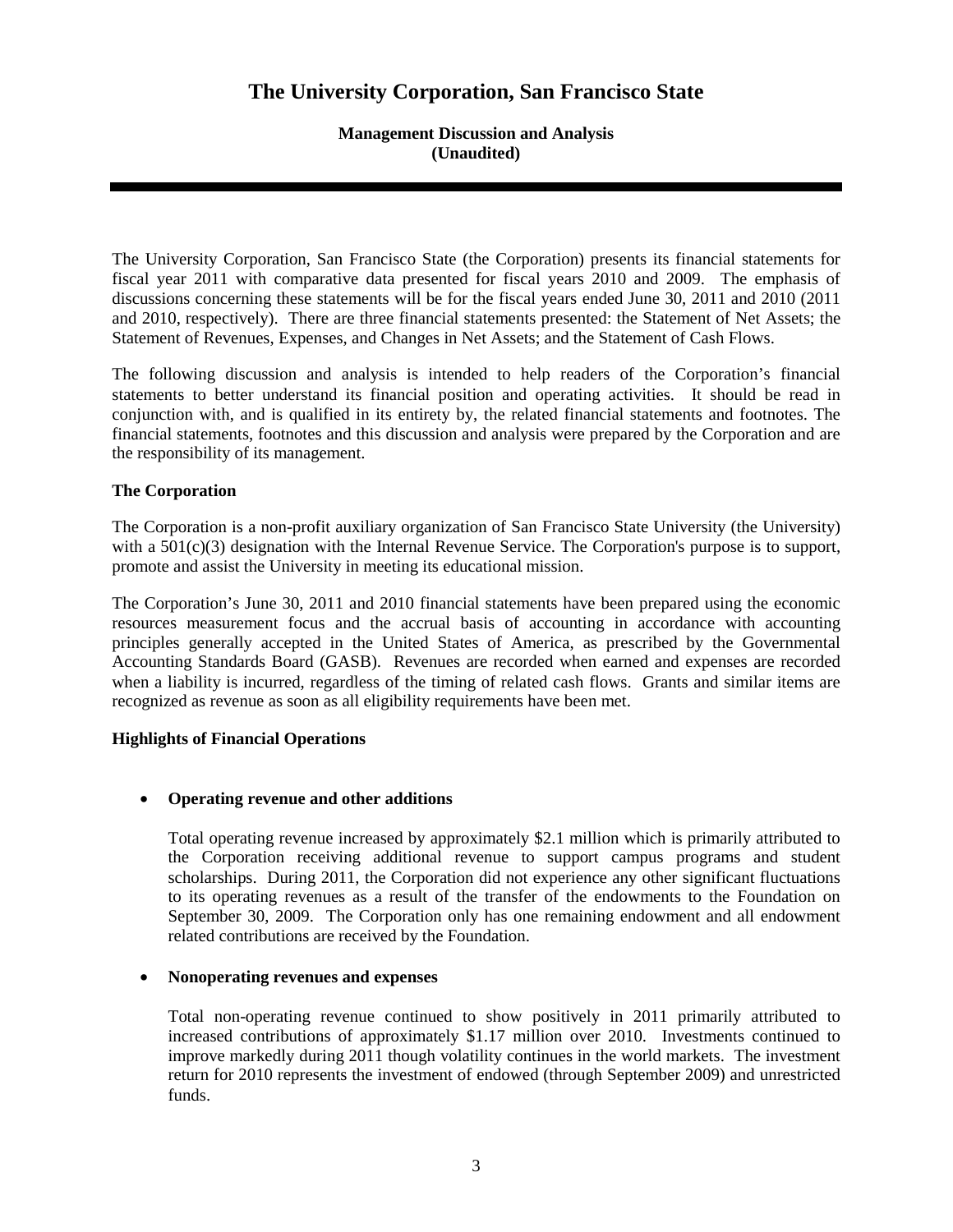# The University Corporation, San Francisco State

**Management Discussion and Analysis**
**(Unaudited)**

The University Corporation, San Francisco State (the Corporation) presents its financial statements for fiscal year 2011 with comparative data presented for fiscal years 2010 and 2009. The emphasis of discussions concerning these statements will be for the fiscal years ended June 30, 2011 and 2010 (2011 and 2010, respectively). There are three financial statements presented: the Statement of Net Assets; the Statement of Revenues, Expenses, and Changes in Net Assets; and the Statement of Cash Flows.

The following discussion and analysis is intended to help readers of the Corporation's financial statements to better understand its financial position and operating activities. It should be read in conjunction with, and is qualified in its entirety by, the related financial statements and footnotes. The financial statements, footnotes and this discussion and analysis were prepared by the Corporation and are the responsibility of its management.

### The Corporation

The Corporation is a non-profit auxiliary organization of San Francisco State University (the University) with a 501(c)(3) designation with the Internal Revenue Service. The Corporation's purpose is to support, promote and assist the University in meeting its educational mission.

The Corporation's June 30, 2011 and 2010 financial statements have been prepared using the economic resources measurement focus and the accrual basis of accounting in accordance with accounting principles generally accepted in the United States of America, as prescribed by the Governmental Accounting Standards Board (GASB). Revenues are recorded when earned and expenses are recorded when a liability is incurred, regardless of the timing of related cash flows. Grants and similar items are recognized as revenue as soon as all eligibility requirements have been met.

### Highlights of Financial Operations

- **Operating revenue and other additions**

  Total operating revenue increased by approximately $2.1 million which is primarily attributed to the Corporation receiving additional revenue to support campus programs and student scholarships. During 2011, the Corporation did not experience any other significant fluctuations to its operating revenues as a result of the transfer of the endowments to the Foundation on September 30, 2009. The Corporation only has one remaining endowment and all endowment related contributions are received by the Foundation.

- **Nonoperating revenues and expenses**

  Total non-operating revenue continued to show positively in 2011 primarily attributed to increased contributions of approximately $1.17 million over 2010. Investments continued to improve markedly during 2011 though volatility continues in the world markets. The investment return for 2010 represents the investment of endowed (through September 2009) and unrestricted funds.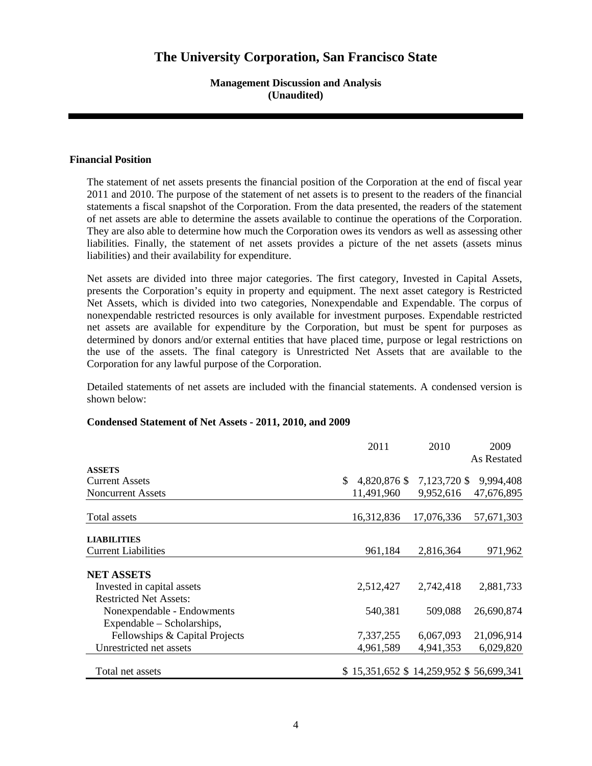# The University Corporation, San Francisco State

**Management Discussion and Analysis**
**(Unaudited)**

## Financial Position

The statement of net assets presents the financial position of the Corporation at the end of fiscal year 2011 and 2010. The purpose of the statement of net assets is to present to the readers of the financial statements a fiscal snapshot of the Corporation. From the data presented, the readers of the statement of net assets are able to determine the assets available to continue the operations of the Corporation. They are also able to determine how much the Corporation owes its vendors as well as assessing other liabilities. Finally, the statement of net assets provides a picture of the net assets (assets minus liabilities) and their availability for expenditure.

Net assets are divided into three major categories. The first category, Invested in Capital Assets, presents the Corporation's equity in property and equipment. The next asset category is Restricted Net Assets, which is divided into two categories, Nonexpendable and Expendable. The corpus of nonexpendable restricted resources is only available for investment purposes. Expendable restricted net assets are available for expenditure by the Corporation, but must be spent for purposes as determined by donors and/or external entities that have placed time, purpose or legal restrictions on the use of the assets. The final category is Unrestricted Net Assets that are available to the Corporation for any lawful purpose of the Corporation.

Detailed statements of net assets are included with the financial statements. A condensed version is shown below:

**Condensed Statement of Net Assets - 2011, 2010, and 2009**

| | 2011 | 2010 | 2009 As Restated |
|---|---|---|---|
| **ASSETS** | | | |
| Current Assets | $ 4,820,876 | $ 7,123,720 | $ 9,994,408 |
| Noncurrent Assets | 11,491,960 | 9,952,616 | 47,676,895 |
| Total assets | 16,312,836 | 17,076,336 | 57,671,303 |
| **LIABILITIES** | | | |
| Current Liabilities | 961,184 | 2,816,364 | 971,962 |
| **NET ASSETS** | | | |
| Invested in capital assets | 2,512,427 | 2,742,418 | 2,881,733 |
| Restricted Net Assets: | | | |
| Nonexpendable - Endowments | 540,381 | 509,088 | 26,690,874 |
| Expendable – Scholarships, Fellowships & Capital Projects | 7,337,255 | 6,067,093 | 21,096,914 |
| Unrestricted net assets | 4,961,589 | 4,941,353 | 6,029,820 |
| Total net assets | $ 15,351,652 | $ 14,259,952 | $ 56,699,341 |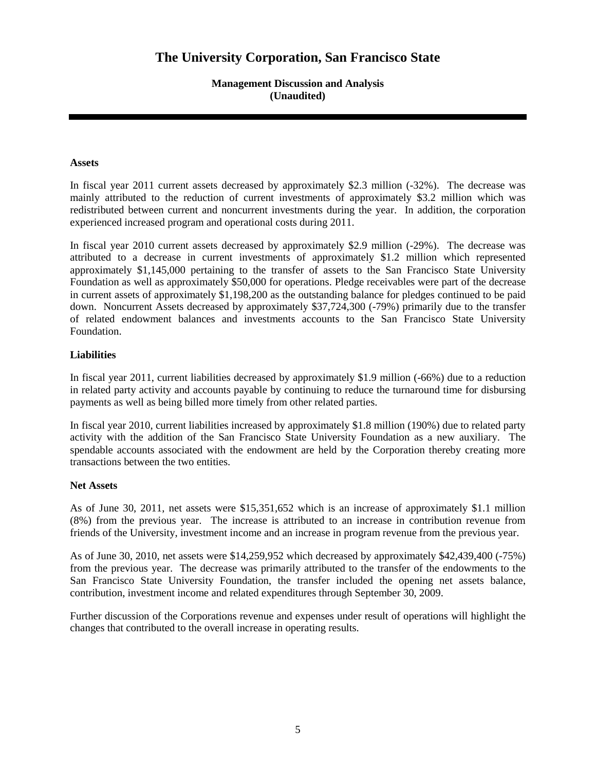# The University Corporation, San Francisco State

**Management Discussion and Analysis**
**(Unaudited)**

**Assets**

In fiscal year 2011 current assets decreased by approximately $2.3 million (-32%). The decrease was mainly attributed to the reduction of current investments of approximately $3.2 million which was redistributed between current and noncurrent investments during the year. In addition, the corporation experienced increased program and operational costs during 2011.

In fiscal year 2010 current assets decreased by approximately $2.9 million (-29%). The decrease was attributed to a decrease in current investments of approximately $1.2 million which represented approximately $1,145,000 pertaining to the transfer of assets to the San Francisco State University Foundation as well as approximately $50,000 for operations. Pledge receivables were part of the decrease in current assets of approximately $1,198,200 as the outstanding balance for pledges continued to be paid down. Noncurrent Assets decreased by approximately $37,724,300 (-79%) primarily due to the transfer of related endowment balances and investments accounts to the San Francisco State University Foundation.

**Liabilities**

In fiscal year 2011, current liabilities decreased by approximately $1.9 million (-66%) due to a reduction in related party activity and accounts payable by continuing to reduce the turnaround time for disbursing payments as well as being billed more timely from other related parties.

In fiscal year 2010, current liabilities increased by approximately $1.8 million (190%) due to related party activity with the addition of the San Francisco State University Foundation as a new auxiliary. The spendable accounts associated with the endowment are held by the Corporation thereby creating more transactions between the two entities.

**Net Assets**

As of June 30, 2011, net assets were $15,351,652 which is an increase of approximately $1.1 million (8%) from the previous year. The increase is attributed to an increase in contribution revenue from friends of the University, investment income and an increase in program revenue from the previous year.

As of June 30, 2010, net assets were $14,259,952 which decreased by approximately $42,439,400 (-75%) from the previous year. The decrease was primarily attributed to the transfer of the endowments to the San Francisco State University Foundation, the transfer included the opening net assets balance, contribution, investment income and related expenditures through September 30, 2009.

Further discussion of the Corporations revenue and expenses under result of operations will highlight the changes that contributed to the overall increase in operating results.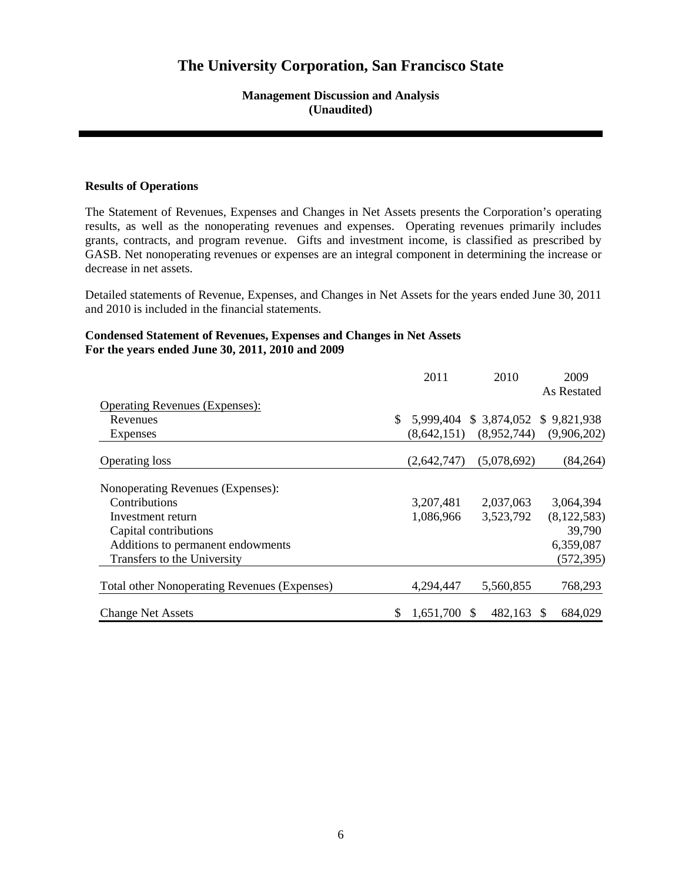# The University Corporation, San Francisco State

**Management Discussion and Analysis**
**(Unaudited)**

**Results of Operations**

The Statement of Revenues, Expenses and Changes in Net Assets presents the Corporation's operating results, as well as the nonoperating revenues and expenses. Operating revenues primarily includes grants, contracts, and program revenue. Gifts and investment income, is classified as prescribed by GASB. Net nonoperating revenues or expenses are an integral component in determining the increase or decrease in net assets.

Detailed statements of Revenue, Expenses, and Changes in Net Assets for the years ended June 30, 2011 and 2010 is included in the financial statements.

**Condensed Statement of Revenues, Expenses and Changes in Net Assets**
**For the years ended June 30, 2011, 2010 and 2009**

| | 2011 | 2010 | 2009 As Restated |
|---|---|---|---|
| Operating Revenues (Expenses): | | | |
| Revenues | $ 5,999,404 | $ 3,874,052 | $ 9,821,938 |
| Expenses | (8,642,151) | (8,952,744) | (9,906,202) |
| Operating loss | (2,642,747) | (5,078,692) | (84,264) |
| Nonoperating Revenues (Expenses): | | | |
| Contributions | 3,207,481 | 2,037,063 | 3,064,394 |
| Investment return | 1,086,966 | 3,523,792 | (8,122,583) |
| Capital contributions | | | 39,790 |
| Additions to permanent endowments | | | 6,359,087 |
| Transfers to the University | | | (572,395) |
| Total other Nonoperating Revenues (Expenses) | 4,294,447 | 5,560,855 | 768,293 |
| Change Net Assets | $ 1,651,700 | $ 482,163 | $ 684,029 |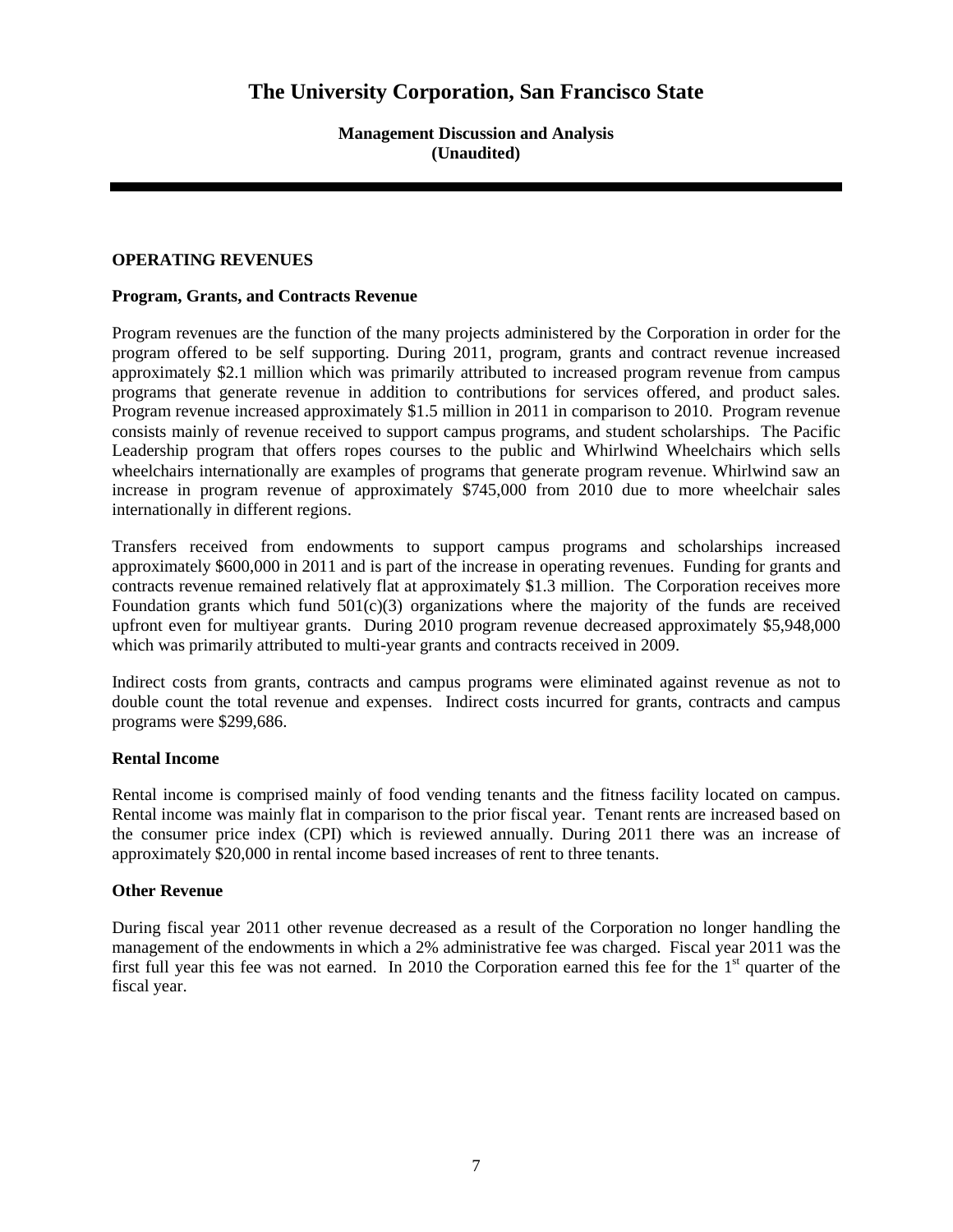# The University Corporation, San Francisco State

**Management Discussion and Analysis**
**(Unaudited)**

## OPERATING REVENUES

### Program, Grants, and Contracts Revenue

Program revenues are the function of the many projects administered by the Corporation in order for the program offered to be self supporting. During 2011, program, grants and contract revenue increased approximately $2.1 million which was primarily attributed to increased program revenue from campus programs that generate revenue in addition to contributions for services offered, and product sales. Program revenue increased approximately $1.5 million in 2011 in comparison to 2010. Program revenue consists mainly of revenue received to support campus programs, and student scholarships. The Pacific Leadership program that offers ropes courses to the public and Whirlwind Wheelchairs which sells wheelchairs internationally are examples of programs that generate program revenue. Whirlwind saw an increase in program revenue of approximately $745,000 from 2010 due to more wheelchair sales internationally in different regions.

Transfers received from endowments to support campus programs and scholarships increased approximately $600,000 in 2011 and is part of the increase in operating revenues. Funding for grants and contracts revenue remained relatively flat at approximately $1.3 million. The Corporation receives more Foundation grants which fund 501(c)(3) organizations where the majority of the funds are received upfront even for multiyear grants. During 2010 program revenue decreased approximately $5,948,000 which was primarily attributed to multi-year grants and contracts received in 2009.

Indirect costs from grants, contracts and campus programs were eliminated against revenue as not to double count the total revenue and expenses. Indirect costs incurred for grants, contracts and campus programs were $299,686.

### Rental Income

Rental income is comprised mainly of food vending tenants and the fitness facility located on campus. Rental income was mainly flat in comparison to the prior fiscal year. Tenant rents are increased based on the consumer price index (CPI) which is reviewed annually. During 2011 there was an increase of approximately $20,000 in rental income based increases of rent to three tenants.

### Other Revenue

During fiscal year 2011 other revenue decreased as a result of the Corporation no longer handling the management of the endowments in which a 2% administrative fee was charged. Fiscal year 2011 was the first full year this fee was not earned. In 2010 the Corporation earned this fee for the 1st quarter of the fiscal year.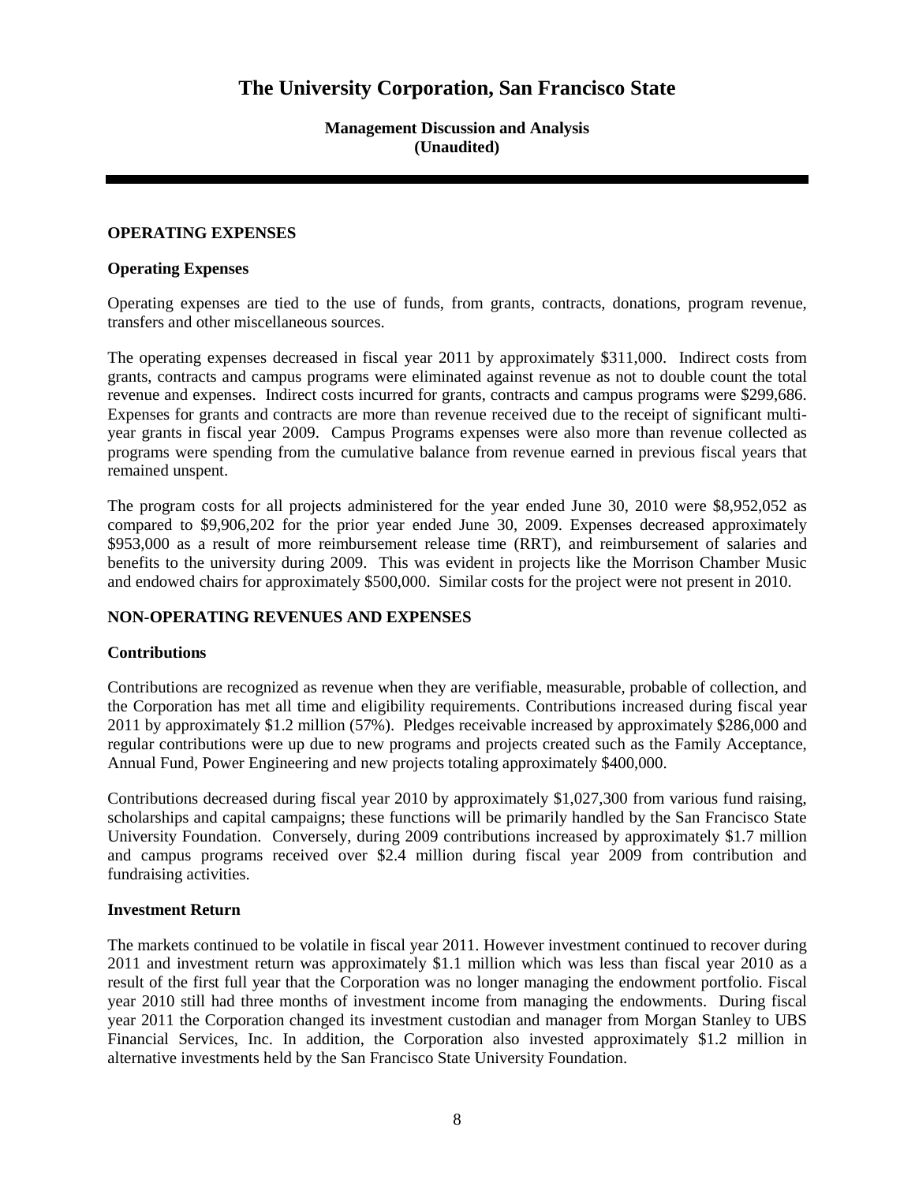# The University Corporation, San Francisco State

**Management Discussion and Analysis**
**(Unaudited)**

## OPERATING EXPENSES

### Operating Expenses

Operating expenses are tied to the use of funds, from grants, contracts, donations, program revenue, transfers and other miscellaneous sources.

The operating expenses decreased in fiscal year 2011 by approximately $311,000. Indirect costs from grants, contracts and campus programs were eliminated against revenue as not to double count the total revenue and expenses. Indirect costs incurred for grants, contracts and campus programs were $299,686. Expenses for grants and contracts are more than revenue received due to the receipt of significant multi-year grants in fiscal year 2009. Campus Programs expenses were also more than revenue collected as programs were spending from the cumulative balance from revenue earned in previous fiscal years that remained unspent.

The program costs for all projects administered for the year ended June 30, 2010 were $8,952,052 as compared to $9,906,202 for the prior year ended June 30, 2009. Expenses decreased approximately $953,000 as a result of more reimbursement release time (RRT), and reimbursement of salaries and benefits to the university during 2009. This was evident in projects like the Morrison Chamber Music and endowed chairs for approximately $500,000. Similar costs for the project were not present in 2010.

## NON-OPERATING REVENUES AND EXPENSES

### Contributions

Contributions are recognized as revenue when they are verifiable, measurable, probable of collection, and the Corporation has met all time and eligibility requirements. Contributions increased during fiscal year 2011 by approximately $1.2 million (57%). Pledges receivable increased by approximately $286,000 and regular contributions were up due to new programs and projects created such as the Family Acceptance, Annual Fund, Power Engineering and new projects totaling approximately $400,000.

Contributions decreased during fiscal year 2010 by approximately $1,027,300 from various fund raising, scholarships and capital campaigns; these functions will be primarily handled by the San Francisco State University Foundation. Conversely, during 2009 contributions increased by approximately $1.7 million and campus programs received over $2.4 million during fiscal year 2009 from contribution and fundraising activities.

### Investment Return

The markets continued to be volatile in fiscal year 2011. However investment continued to recover during 2011 and investment return was approximately $1.1 million which was less than fiscal year 2010 as a result of the first full year that the Corporation was no longer managing the endowment portfolio. Fiscal year 2010 still had three months of investment income from managing the endowments. During fiscal year 2011 the Corporation changed its investment custodian and manager from Morgan Stanley to UBS Financial Services, Inc. In addition, the Corporation also invested approximately $1.2 million in alternative investments held by the San Francisco State University Foundation.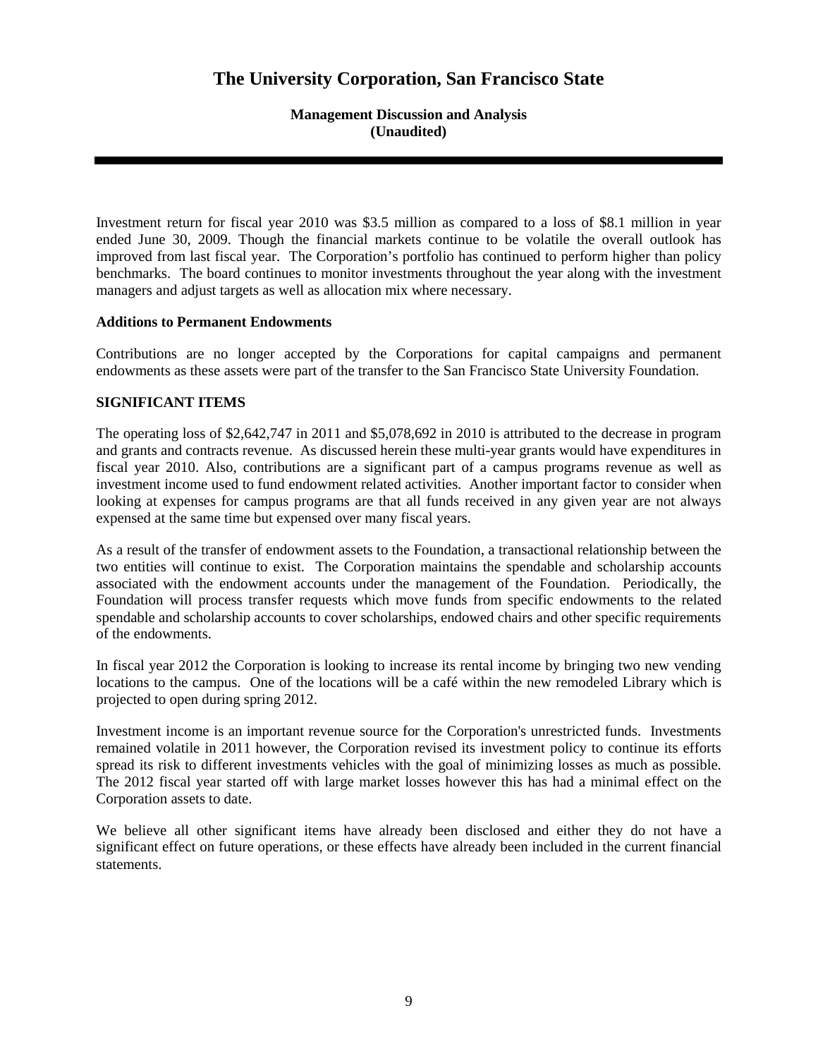Investment return for fiscal year 2010 was \$3.5 million as compared to a loss of \$8.1 million in year ended June 30, 2009. Though the financial markets continue to be volatile the overall outlook has improved from last fiscal year. The Corporation's portfolio has continued to perform higher than policy benchmarks. The board continues to monitor investments throughout the year along with the investment managers and adjust targets as well as allocation mix where necessary.

**Additions to Permanent Endowments**

Contributions are no longer accepted by the Corporations for capital campaigns and permanent endowments as these assets were part of the transfer to the San Francisco State University Foundation.

**SIGNIFICANT ITEMS**

The operating loss of \$2,642,747 in 2011 and \$5,078,692 in 2010 is attributed to the decrease in program and grants and contracts revenue. As discussed herein these multi-year grants would have expenditures in fiscal year 2010. Also, contributions are a significant part of a campus programs revenue as well as investment income used to fund endowment related activities. Another important factor to consider when looking at expenses for campus programs are that all funds received in any given year are not always expensed at the same time but expensed over many fiscal years.

As a result of the transfer of endowment assets to the Foundation, a transactional relationship between the two entities will continue to exist. The Corporation maintains the spendable and scholarship accounts associated with the endowment accounts under the management of the Foundation. Periodically, the Foundation will process transfer requests which move funds from specific endowments to the related spendable and scholarship accounts to cover scholarships, endowed chairs and other specific requirements of the endowments.

In fiscal year 2012 the Corporation is looking to increase its rental income by bringing two new vending locations to the campus. One of the locations will be a café within the new remodeled Library which is projected to open during spring 2012.

Investment income is an important revenue source for the Corporation's unrestricted funds. Investments remained volatile in 2011 however, the Corporation revised its investment policy to continue its efforts spread its risk to different investments vehicles with the goal of minimizing losses as much as possible. The 2012 fiscal year started off with large market losses however this has had a minimal effect on the Corporation assets to date.

We believe all other significant items have already been disclosed and either they do not have a significant effect on future operations, or these effects have already been included in the current financial statements.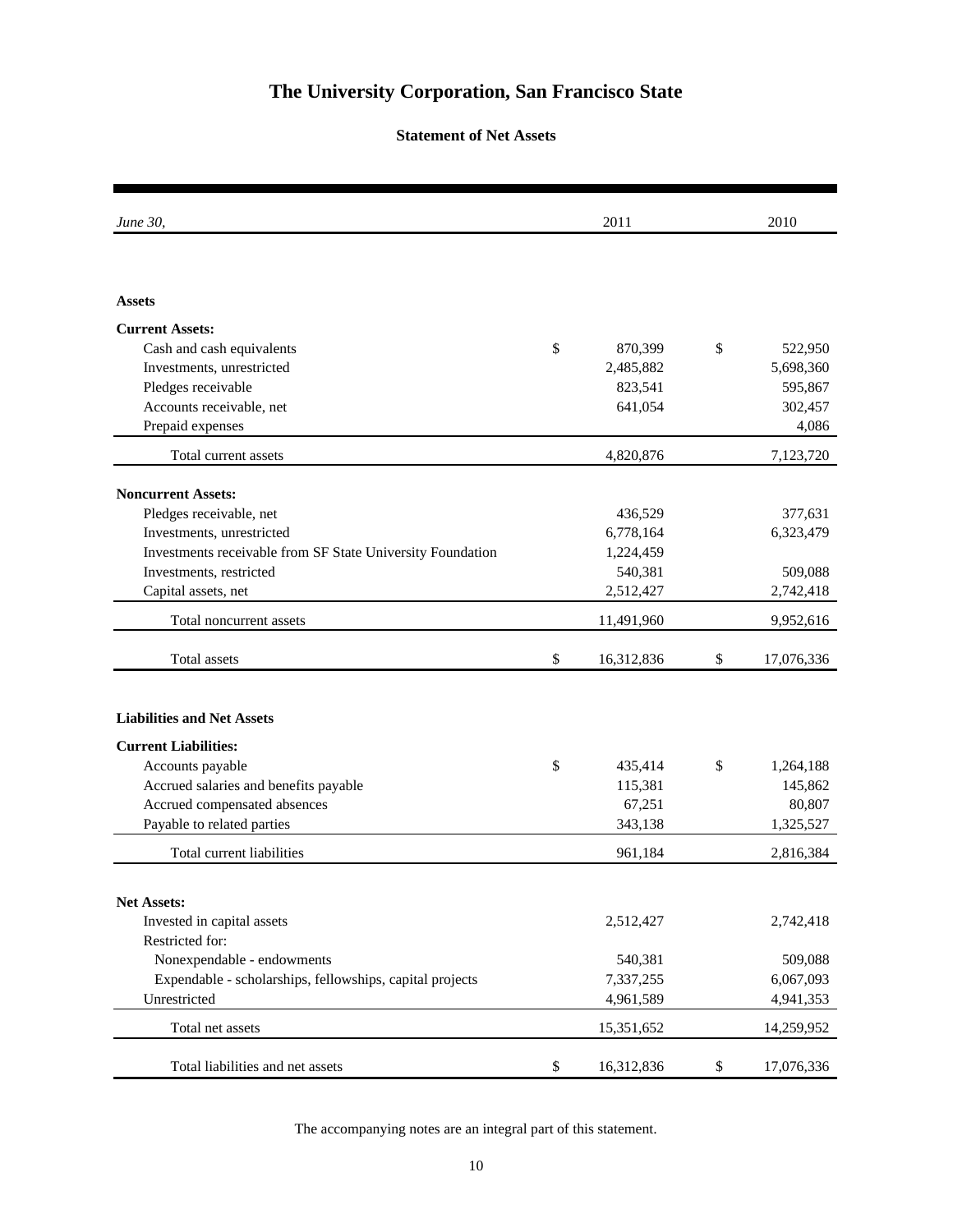# The University Corporation, San Francisco State

## Statement of Net Assets

| *June 30,* | | 2011 | | 2010 |
|---|---|---|---|---|
| **Assets** | | | | |
| **Current Assets:** | | | | |
| Cash and cash equivalents | $ | 870,399 | $ | 522,950 |
| Investments, unrestricted | | 2,485,882 | | 5,698,360 |
| Pledges receivable | | 823,541 | | 595,867 |
| Accounts receivable, net | | 641,054 | | 302,457 |
| Prepaid expenses | | | | 4,086 |
| Total current assets | | 4,820,876 | | 7,123,720 |
| **Noncurrent Assets:** | | | | |
| Pledges receivable, net | | 436,529 | | 377,631 |
| Investments, unrestricted | | 6,778,164 | | 6,323,479 |
| Investments receivable from SF State University Foundation | | 1,224,459 | | |
| Investments, restricted | | 540,381 | | 509,088 |
| Capital assets, net | | 2,512,427 | | 2,742,418 |
| Total noncurrent assets | | 11,491,960 | | 9,952,616 |
| Total assets | $ | 16,312,836 | $ | 17,076,336 |
| **Liabilities and Net Assets** | | | | |
| **Current Liabilities:** | | | | |
| Accounts payable | $ | 435,414 | $ | 1,264,188 |
| Accrued salaries and benefits payable | | 115,381 | | 145,862 |
| Accrued compensated absences | | 67,251 | | 80,807 |
| Payable to related parties | | 343,138 | | 1,325,527 |
| Total current liabilities | | 961,184 | | 2,816,384 |
| **Net Assets:** | | | | |
| Invested in capital assets | | 2,512,427 | | 2,742,418 |
| Restricted for: | | | | |
| Nonexpendable - endowments | | 540,381 | | 509,088 |
| Expendable - scholarships, fellowships, capital projects | | 7,337,255 | | 6,067,093 |
| Unrestricted | | 4,961,589 | | 4,941,353 |
| Total net assets | | 15,351,652 | | 14,259,952 |
| Total liabilities and net assets | $ | 16,312,836 | $ | 17,076,336 |

The accompanying notes are an integral part of this statement.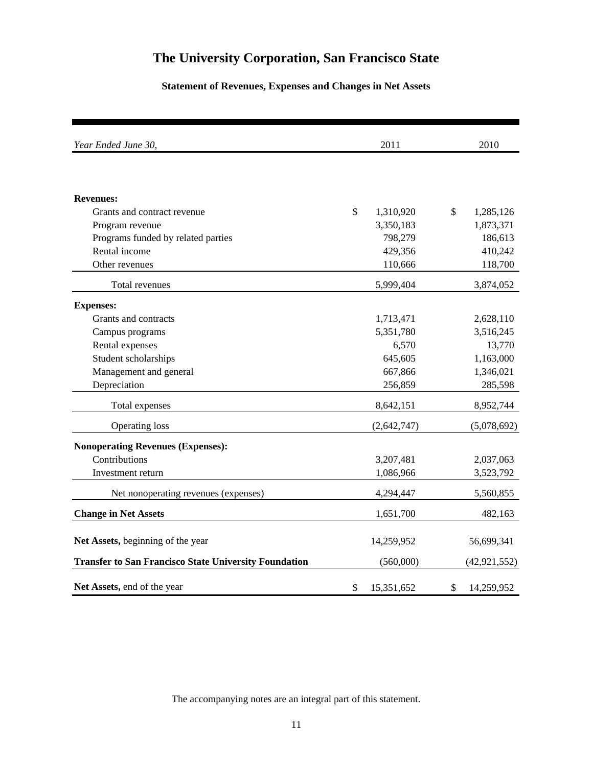# The University Corporation, San Francisco State

## Statement of Revenues, Expenses and Changes in Net Assets

| *Year Ended June 30,* | 2011 | 2010 |
|---|---|---|
| **Revenues:** | | |
| Grants and contract revenue | $ 1,310,920 | $ 1,285,126 |
| Program revenue | 3,350,183 | 1,873,371 |
| Programs funded by related parties | 798,279 | 186,613 |
| Rental income | 429,356 | 410,242 |
| Other revenues | 110,666 | 118,700 |
| Total revenues | 5,999,404 | 3,874,052 |
| **Expenses:** | | |
| Grants and contracts | 1,713,471 | 2,628,110 |
| Campus programs | 5,351,780 | 3,516,245 |
| Rental expenses | 6,570 | 13,770 |
| Student scholarships | 645,605 | 1,163,000 |
| Management and general | 667,866 | 1,346,021 |
| Depreciation | 256,859 | 285,598 |
| Total expenses | 8,642,151 | 8,952,744 |
| Operating loss | (2,642,747) | (5,078,692) |
| **Nonoperating Revenues (Expenses):** | | |
| Contributions | 3,207,481 | 2,037,063 |
| Investment return | 1,086,966 | 3,523,792 |
| Net nonoperating revenues (expenses) | 4,294,447 | 5,560,855 |
| **Change in Net Assets** | 1,651,700 | 482,163 |
| **Net Assets,** beginning of the year | 14,259,952 | 56,699,341 |
| **Transfer to San Francisco State University Foundation** | (560,000) | (42,921,552) |
| **Net Assets,** end of the year | $ 15,351,652 | $ 14,259,952 |

The accompanying notes are an integral part of this statement.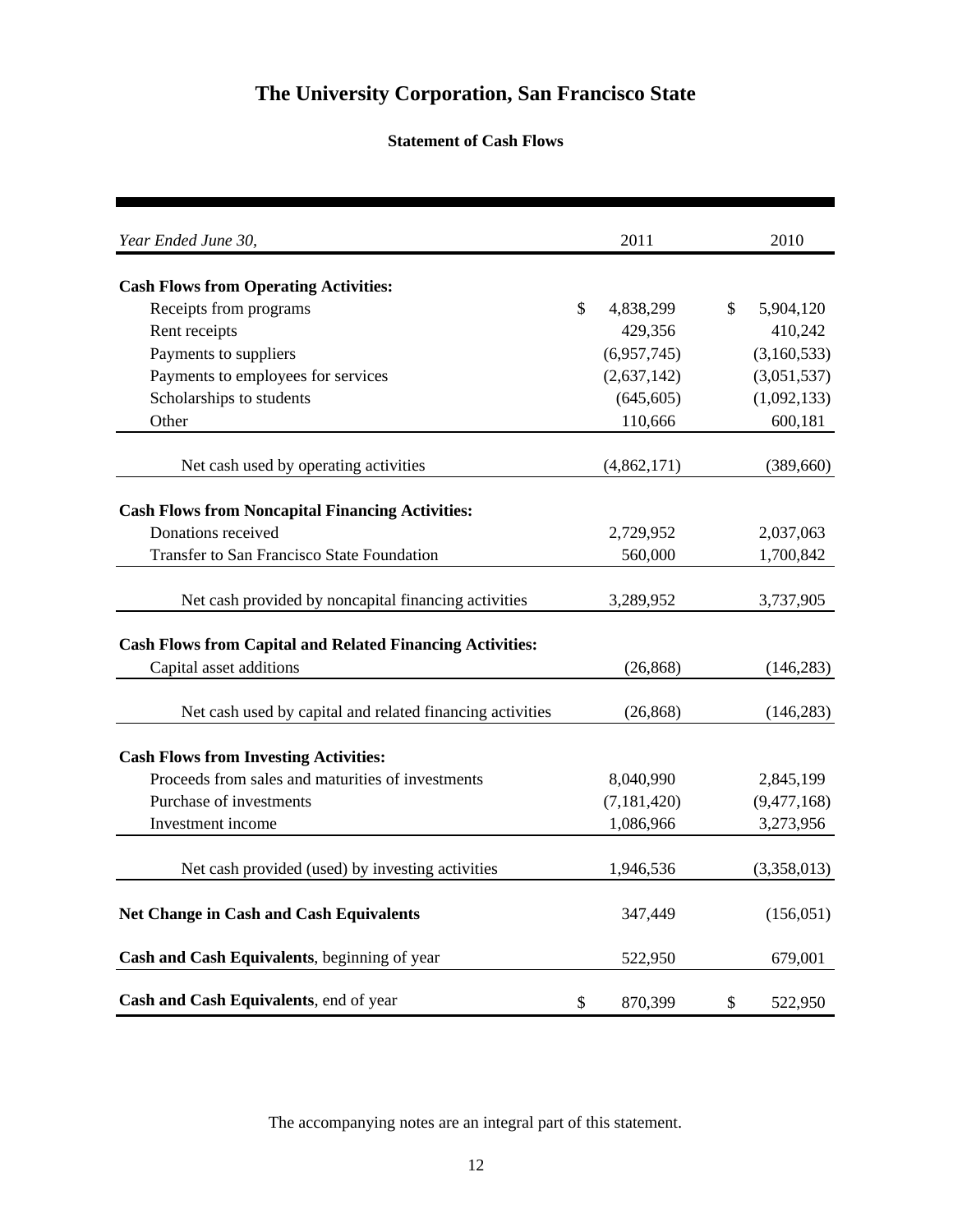# The University Corporation, San Francisco State

## Statement of Cash Flows

| *Year Ended June 30,* | 2011 | 2010 |
|---|---|---|
| **Cash Flows from Operating Activities:** | | |
| Receipts from programs | $ 4,838,299 | $ 5,904,120 |
| Rent receipts | 429,356 | 410,242 |
| Payments to suppliers | (6,957,745) | (3,160,533) |
| Payments to employees for services | (2,637,142) | (3,051,537) |
| Scholarships to students | (645,605) | (1,092,133) |
| Other | 110,666 | 600,181 |
| Net cash used by operating activities | (4,862,171) | (389,660) |
| **Cash Flows from Noncapital Financing Activities:** | | |
| Donations received | 2,729,952 | 2,037,063 |
| Transfer to San Francisco State Foundation | 560,000 | 1,700,842 |
| Net cash provided by noncapital financing activities | 3,289,952 | 3,737,905 |
| **Cash Flows from Capital and Related Financing Activities:** | | |
| Capital asset additions | (26,868) | (146,283) |
| Net cash used by capital and related financing activities | (26,868) | (146,283) |
| **Cash Flows from Investing Activities:** | | |
| Proceeds from sales and maturities of investments | 8,040,990 | 2,845,199 |
| Purchase of investments | (7,181,420) | (9,477,168) |
| Investment income | 1,086,966 | 3,273,956 |
| Net cash provided (used) by investing activities | 1,946,536 | (3,358,013) |
| **Net Change in Cash and Cash Equivalents** | 347,449 | (156,051) |
| **Cash and Cash Equivalents**, beginning of year | 522,950 | 679,001 |
| **Cash and Cash Equivalents**, end of year | $ 870,399 | $ 522,950 |

The accompanying notes are an integral part of this statement.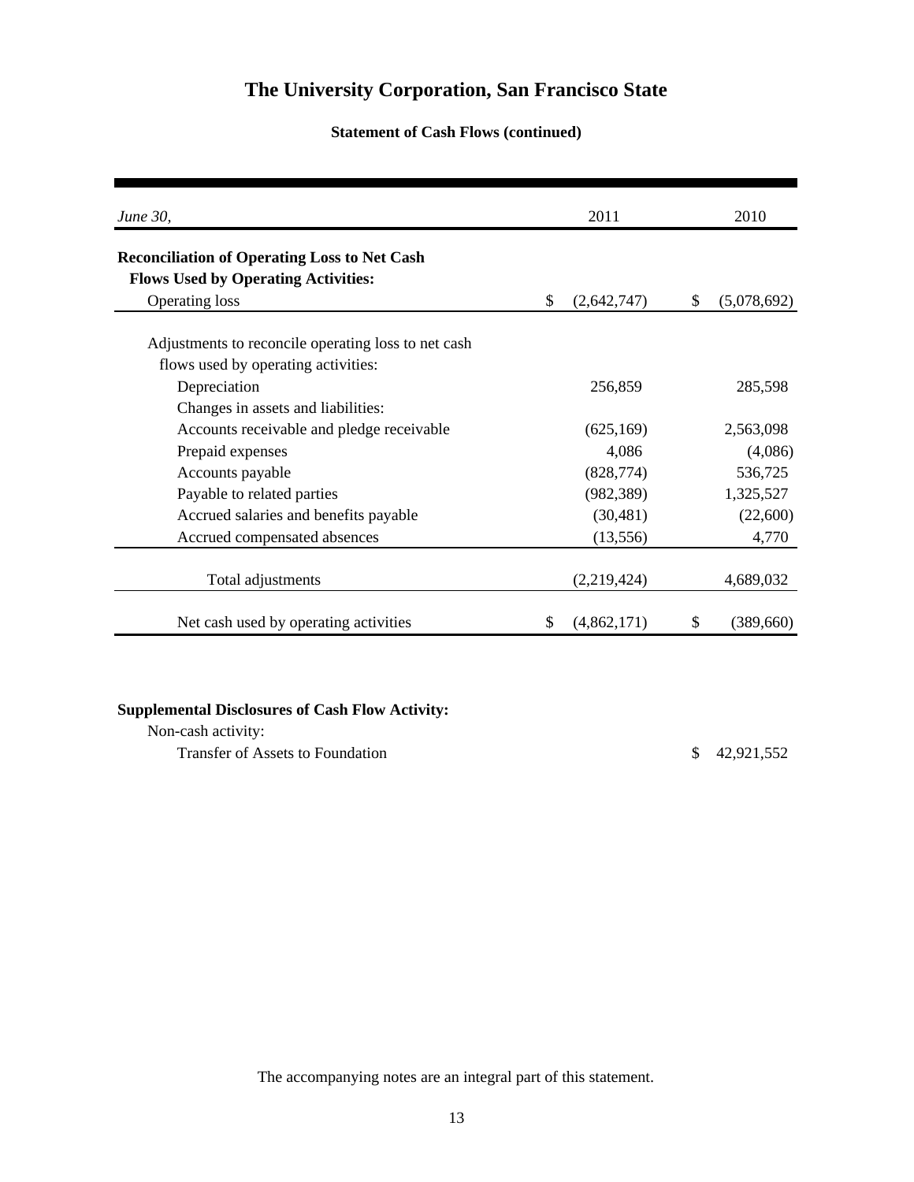# The University Corporation, San Francisco State

## Statement of Cash Flows (continued)

| *June 30,* | 2011 | 2010 |
|---|---|---|
| **Reconciliation of Operating Loss to Net Cash Flows Used by Operating Activities:** | | |
| Operating loss | $ (2,642,747) | $ (5,078,692) |
| Adjustments to reconcile operating loss to net cash flows used by operating activities: | | |
| Depreciation | 256,859 | 285,598 |
| Changes in assets and liabilities: | | |
| Accounts receivable and pledge receivable | (625,169) | 2,563,098 |
| Prepaid expenses | 4,086 | (4,086) |
| Accounts payable | (828,774) | 536,725 |
| Payable to related parties | (982,389) | 1,325,527 |
| Accrued salaries and benefits payable | (30,481) | (22,600) |
| Accrued compensated absences | (13,556) | 4,770 |
| Total adjustments | (2,219,424) | 4,689,032 |
| Net cash used by operating activities | $ (4,862,171) | $ (389,660) |

**Supplemental Disclosures of Cash Flow Activity:**

Non-cash activity:

| | | |
|---|---|---|
| Transfer of Assets to Foundation | | $ 42,921,552 |

The accompanying notes are an integral part of this statement.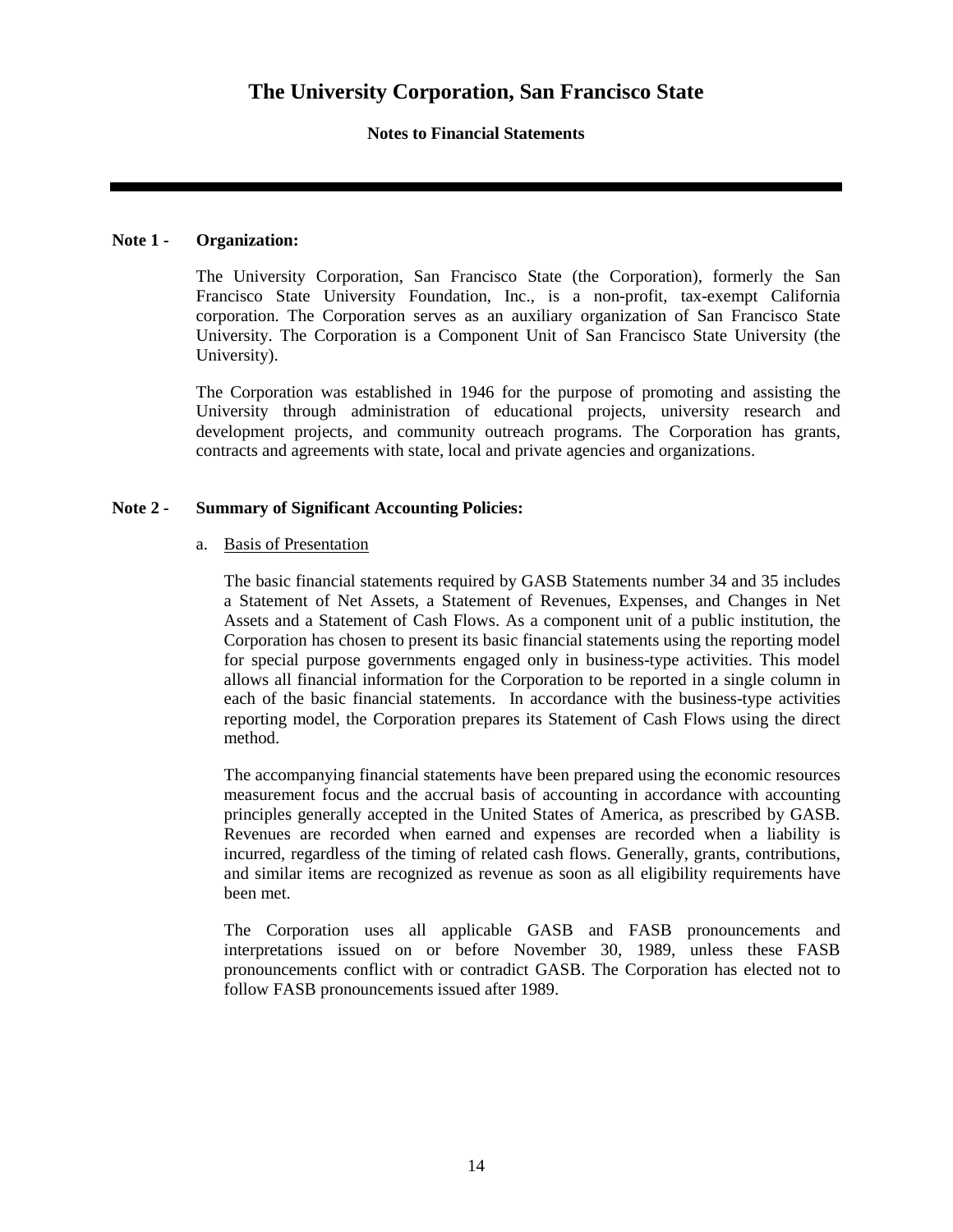# The University Corporation, San Francisco State

**Notes to Financial Statements**

---

**Note 1 - Organization:**

The University Corporation, San Francisco State (the Corporation), formerly the San Francisco State University Foundation, Inc., is a non-profit, tax-exempt California corporation. The Corporation serves as an auxiliary organization of San Francisco State University. The Corporation is a Component Unit of San Francisco State University (the University).

The Corporation was established in 1946 for the purpose of promoting and assisting the University through administration of educational projects, university research and development projects, and community outreach programs. The Corporation has grants, contracts and agreements with state, local and private agencies and organizations.

**Note 2 - Summary of Significant Accounting Policies:**

a. Basis of Presentation

The basic financial statements required by GASB Statements number 34 and 35 includes a Statement of Net Assets, a Statement of Revenues, Expenses, and Changes in Net Assets and a Statement of Cash Flows. As a component unit of a public institution, the Corporation has chosen to present its basic financial statements using the reporting model for special purpose governments engaged only in business-type activities. This model allows all financial information for the Corporation to be reported in a single column in each of the basic financial statements. In accordance with the business-type activities reporting model, the Corporation prepares its Statement of Cash Flows using the direct method.

The accompanying financial statements have been prepared using the economic resources measurement focus and the accrual basis of accounting in accordance with accounting principles generally accepted in the United States of America, as prescribed by GASB. Revenues are recorded when earned and expenses are recorded when a liability is incurred, regardless of the timing of related cash flows. Generally, grants, contributions, and similar items are recognized as revenue as soon as all eligibility requirements have been met.

The Corporation uses all applicable GASB and FASB pronouncements and interpretations issued on or before November 30, 1989, unless these FASB pronouncements conflict with or contradict GASB. The Corporation has elected not to follow FASB pronouncements issued after 1989.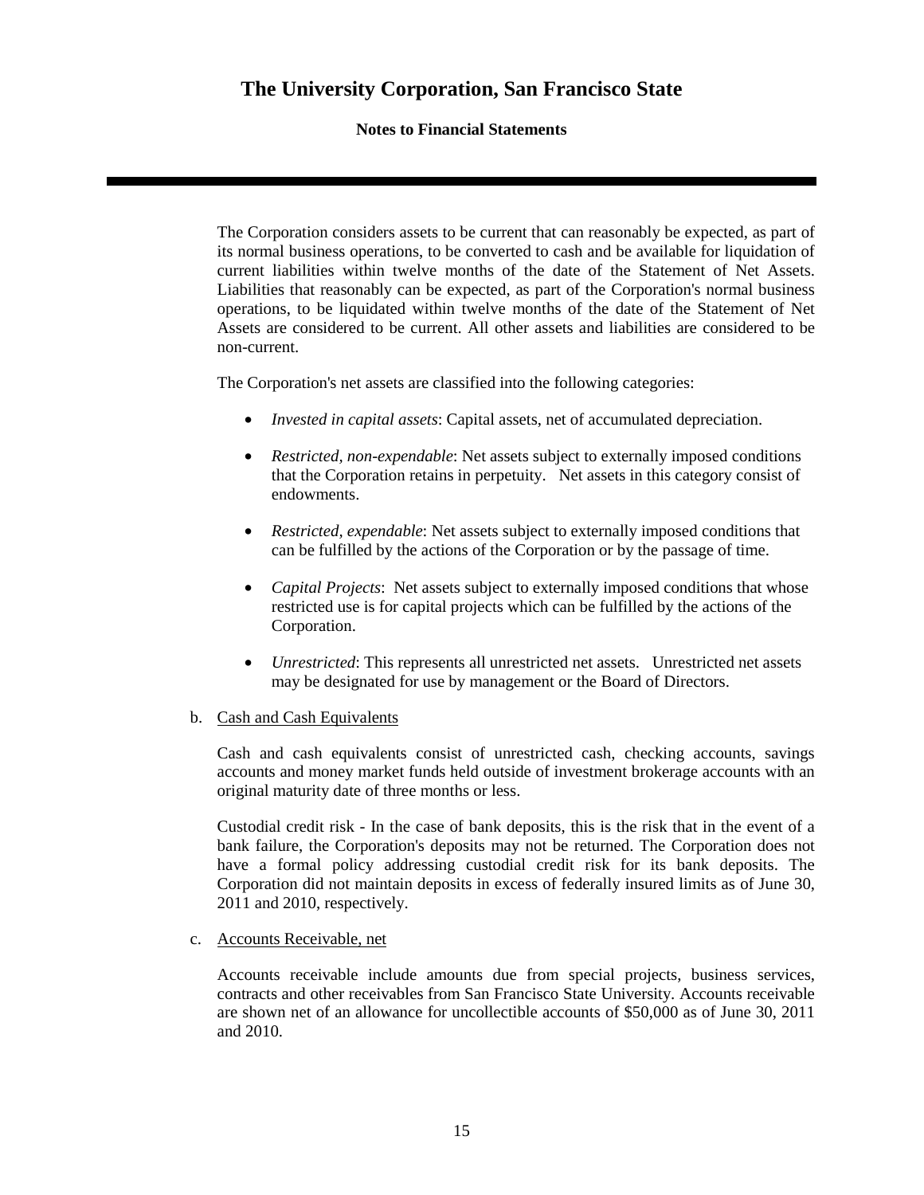The Corporation considers assets to be current that can reasonably be expected, as part of its normal business operations, to be converted to cash and be available for liquidation of current liabilities within twelve months of the date of the Statement of Net Assets. Liabilities that reasonably can be expected, as part of the Corporation's normal business operations, to be liquidated within twelve months of the date of the Statement of Net Assets are considered to be current. All other assets and liabilities are considered to be non-current.

The Corporation's net assets are classified into the following categories:

- *Invested in capital assets*: Capital assets, net of accumulated depreciation.
- *Restricted, non-expendable*: Net assets subject to externally imposed conditions that the Corporation retains in perpetuity. Net assets in this category consist of endowments.
- *Restricted, expendable*: Net assets subject to externally imposed conditions that can be fulfilled by the actions of the Corporation or by the passage of time.
- *Capital Projects*: Net assets subject to externally imposed conditions that whose restricted use is for capital projects which can be fulfilled by the actions of the Corporation.
- *Unrestricted*: This represents all unrestricted net assets. Unrestricted net assets may be designated for use by management or the Board of Directors.

b. Cash and Cash Equivalents

Cash and cash equivalents consist of unrestricted cash, checking accounts, savings accounts and money market funds held outside of investment brokerage accounts with an original maturity date of three months or less.

Custodial credit risk - In the case of bank deposits, this is the risk that in the event of a bank failure, the Corporation's deposits may not be returned. The Corporation does not have a formal policy addressing custodial credit risk for its bank deposits. The Corporation did not maintain deposits in excess of federally insured limits as of June 30, 2011 and 2010, respectively.

c. Accounts Receivable, net

Accounts receivable include amounts due from special projects, business services, contracts and other receivables from San Francisco State University. Accounts receivable are shown net of an allowance for uncollectible accounts of $50,000 as of June 30, 2011 and 2010.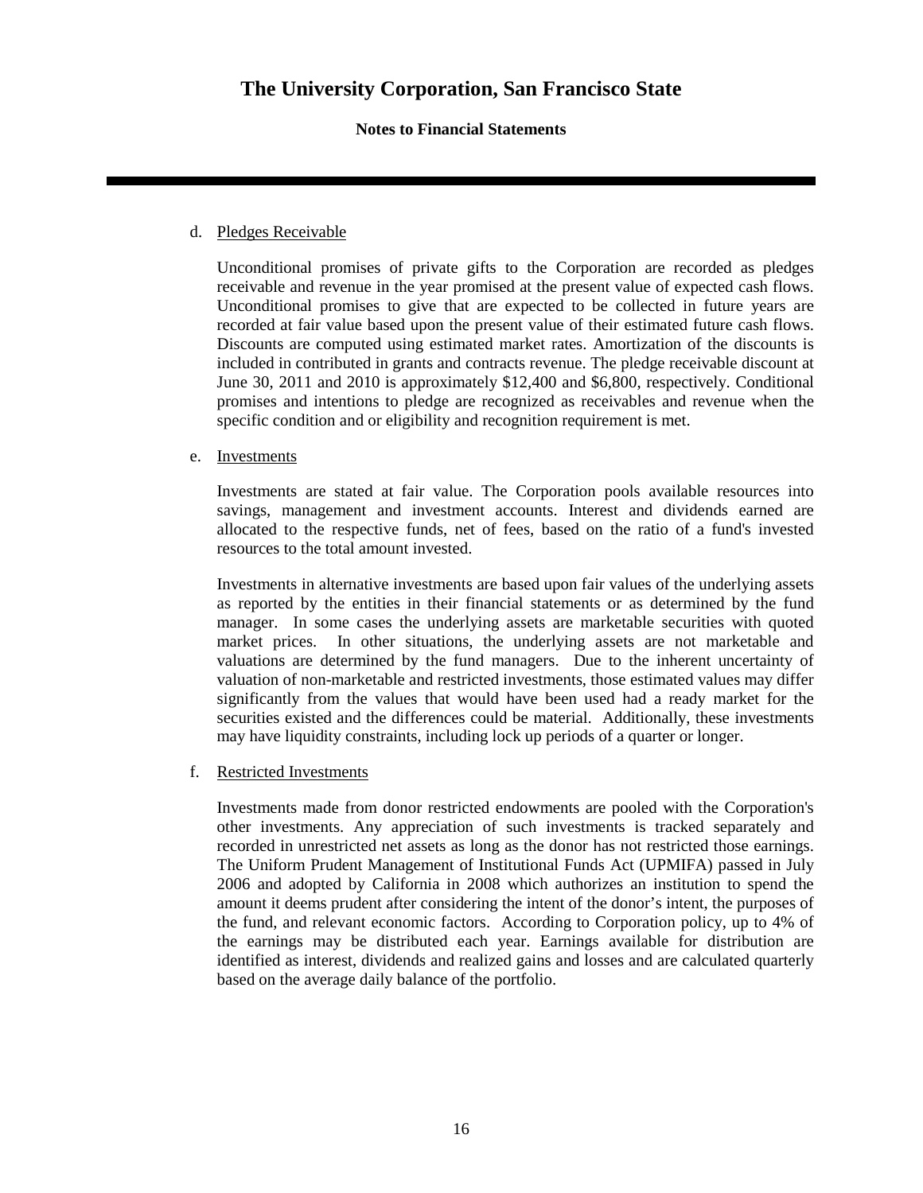d. Pledges Receivable

Unconditional promises of private gifts to the Corporation are recorded as pledges receivable and revenue in the year promised at the present value of expected cash flows. Unconditional promises to give that are expected to be collected in future years are recorded at fair value based upon the present value of their estimated future cash flows. Discounts are computed using estimated market rates. Amortization of the discounts is included in contributed in grants and contracts revenue. The pledge receivable discount at June 30, 2011 and 2010 is approximately $12,400 and $6,800, respectively. Conditional promises and intentions to pledge are recognized as receivables and revenue when the specific condition and or eligibility and recognition requirement is met.

e. Investments

Investments are stated at fair value. The Corporation pools available resources into savings, management and investment accounts. Interest and dividends earned are allocated to the respective funds, net of fees, based on the ratio of a fund's invested resources to the total amount invested.

Investments in alternative investments are based upon fair values of the underlying assets as reported by the entities in their financial statements or as determined by the fund manager. In some cases the underlying assets are marketable securities with quoted market prices. In other situations, the underlying assets are not marketable and valuations are determined by the fund managers. Due to the inherent uncertainty of valuation of non-marketable and restricted investments, those estimated values may differ significantly from the values that would have been used had a ready market for the securities existed and the differences could be material. Additionally, these investments may have liquidity constraints, including lock up periods of a quarter or longer.

f. Restricted Investments

Investments made from donor restricted endowments are pooled with the Corporation's other investments. Any appreciation of such investments is tracked separately and recorded in unrestricted net assets as long as the donor has not restricted those earnings. The Uniform Prudent Management of Institutional Funds Act (UPMIFA) passed in July 2006 and adopted by California in 2008 which authorizes an institution to spend the amount it deems prudent after considering the intent of the donor's intent, the purposes of the fund, and relevant economic factors. According to Corporation policy, up to 4% of the earnings may be distributed each year. Earnings available for distribution are identified as interest, dividends and realized gains and losses and are calculated quarterly based on the average daily balance of the portfolio.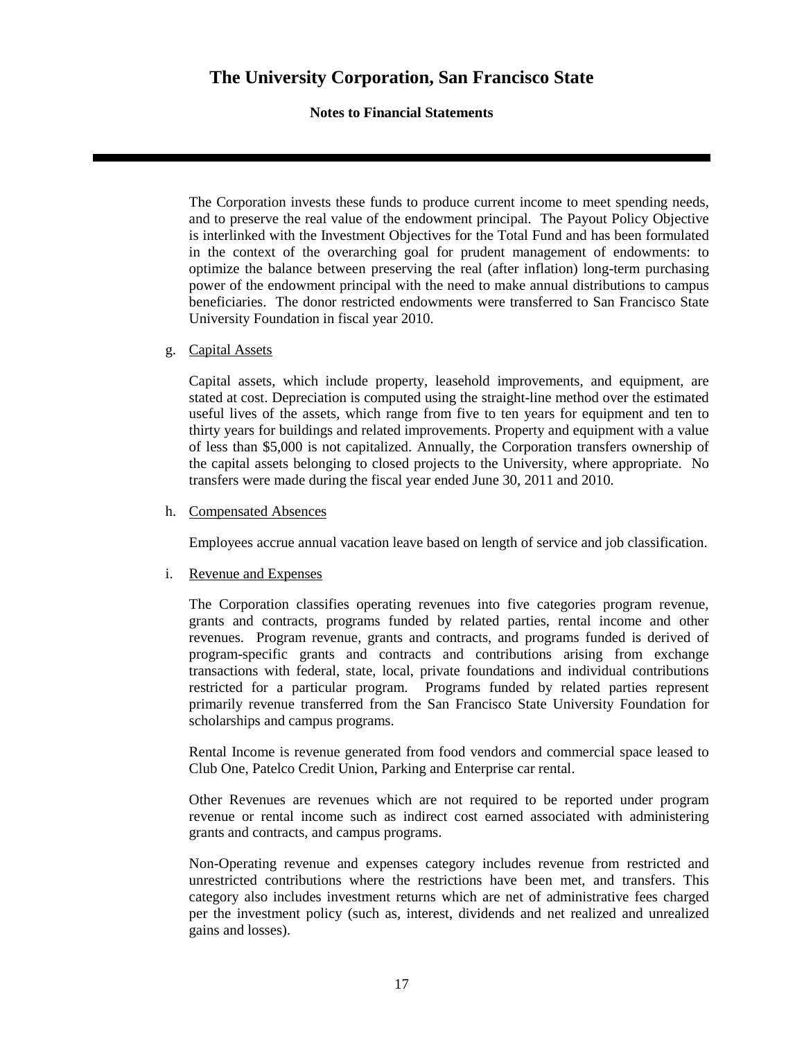The Corporation invests these funds to produce current income to meet spending needs, and to preserve the real value of the endowment principal. The Payout Policy Objective is interlinked with the Investment Objectives for the Total Fund and has been formulated in the context of the overarching goal for prudent management of endowments: to optimize the balance between preserving the real (after inflation) long-term purchasing power of the endowment principal with the need to make annual distributions to campus beneficiaries. The donor restricted endowments were transferred to San Francisco State University Foundation in fiscal year 2010.

g. Capital Assets

Capital assets, which include property, leasehold improvements, and equipment, are stated at cost. Depreciation is computed using the straight-line method over the estimated useful lives of the assets, which range from five to ten years for equipment and ten to thirty years for buildings and related improvements. Property and equipment with a value of less than $5,000 is not capitalized. Annually, the Corporation transfers ownership of the capital assets belonging to closed projects to the University, where appropriate. No transfers were made during the fiscal year ended June 30, 2011 and 2010.

h. Compensated Absences

Employees accrue annual vacation leave based on length of service and job classification.

i. Revenue and Expenses

The Corporation classifies operating revenues into five categories program revenue, grants and contracts, programs funded by related parties, rental income and other revenues. Program revenue, grants and contracts, and programs funded is derived of program-specific grants and contracts and contributions arising from exchange transactions with federal, state, local, private foundations and individual contributions restricted for a particular program. Programs funded by related parties represent primarily revenue transferred from the San Francisco State University Foundation for scholarships and campus programs.

Rental Income is revenue generated from food vendors and commercial space leased to Club One, Patelco Credit Union, Parking and Enterprise car rental.

Other Revenues are revenues which are not required to be reported under program revenue or rental income such as indirect cost earned associated with administering grants and contracts, and campus programs.

Non-Operating revenue and expenses category includes revenue from restricted and unrestricted contributions where the restrictions have been met, and transfers. This category also includes investment returns which are net of administrative fees charged per the investment policy (such as, interest, dividends and net realized and unrealized gains and losses).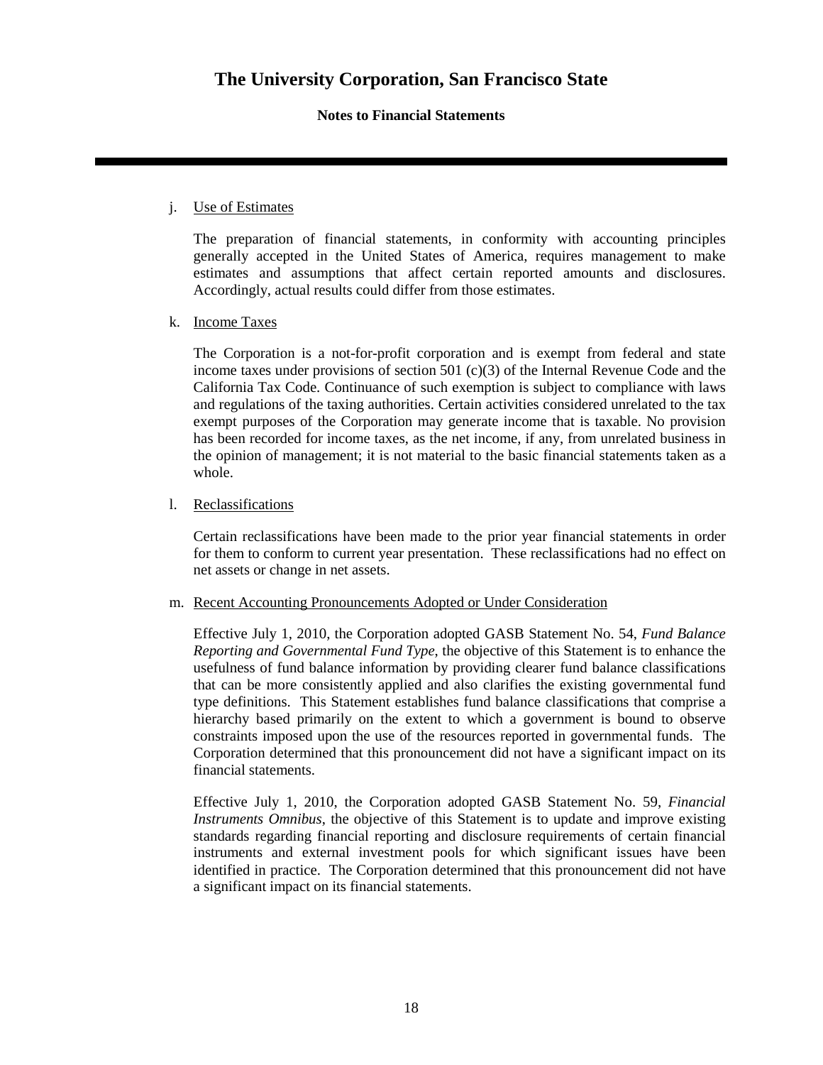j. Use of Estimates

The preparation of financial statements, in conformity with accounting principles generally accepted in the United States of America, requires management to make estimates and assumptions that affect certain reported amounts and disclosures. Accordingly, actual results could differ from those estimates.

k. Income Taxes

The Corporation is a not-for-profit corporation and is exempt from federal and state income taxes under provisions of section 501 (c)(3) of the Internal Revenue Code and the California Tax Code. Continuance of such exemption is subject to compliance with laws and regulations of the taxing authorities. Certain activities considered unrelated to the tax exempt purposes of the Corporation may generate income that is taxable. No provision has been recorded for income taxes, as the net income, if any, from unrelated business in the opinion of management; it is not material to the basic financial statements taken as a whole.

l. Reclassifications

Certain reclassifications have been made to the prior year financial statements in order for them to conform to current year presentation. These reclassifications had no effect on net assets or change in net assets.

m. Recent Accounting Pronouncements Adopted or Under Consideration

Effective July 1, 2010, the Corporation adopted GASB Statement No. 54, *Fund Balance Reporting and Governmental Fund Type*, the objective of this Statement is to enhance the usefulness of fund balance information by providing clearer fund balance classifications that can be more consistently applied and also clarifies the existing governmental fund type definitions. This Statement establishes fund balance classifications that comprise a hierarchy based primarily on the extent to which a government is bound to observe constraints imposed upon the use of the resources reported in governmental funds. The Corporation determined that this pronouncement did not have a significant impact on its financial statements.

Effective July 1, 2010, the Corporation adopted GASB Statement No. 59, *Financial Instruments Omnibus*, the objective of this Statement is to update and improve existing standards regarding financial reporting and disclosure requirements of certain financial instruments and external investment pools for which significant issues have been identified in practice. The Corporation determined that this pronouncement did not have a significant impact on its financial statements.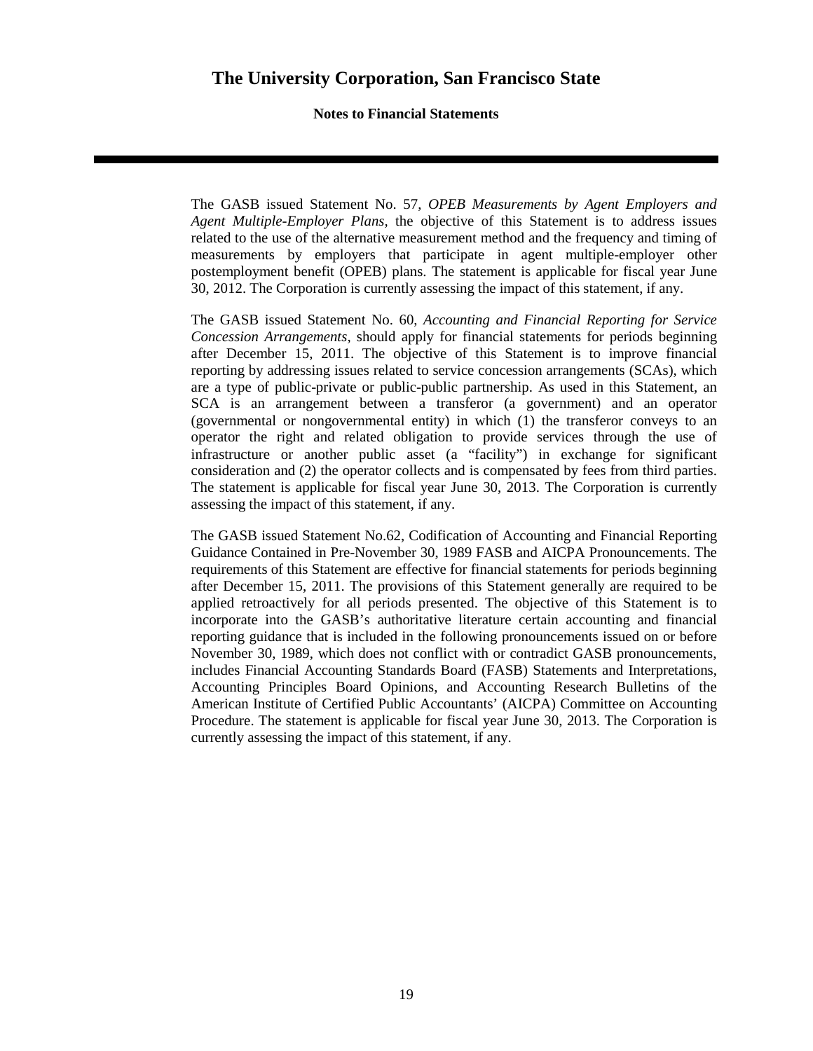The GASB issued Statement No. 57, *OPEB Measurements by Agent Employers and Agent Multiple-Employer Plans*, the objective of this Statement is to address issues related to the use of the alternative measurement method and the frequency and timing of measurements by employers that participate in agent multiple-employer other postemployment benefit (OPEB) plans. The statement is applicable for fiscal year June 30, 2012. The Corporation is currently assessing the impact of this statement, if any.

The GASB issued Statement No. 60, *Accounting and Financial Reporting for Service Concession Arrangements*, should apply for financial statements for periods beginning after December 15, 2011. The objective of this Statement is to improve financial reporting by addressing issues related to service concession arrangements (SCAs), which are a type of public-private or public-public partnership. As used in this Statement, an SCA is an arrangement between a transferor (a government) and an operator (governmental or nongovernmental entity) in which (1) the transferor conveys to an operator the right and related obligation to provide services through the use of infrastructure or another public asset (a "facility") in exchange for significant consideration and (2) the operator collects and is compensated by fees from third parties. The statement is applicable for fiscal year June 30, 2013. The Corporation is currently assessing the impact of this statement, if any.

The GASB issued Statement No.62, Codification of Accounting and Financial Reporting Guidance Contained in Pre-November 30, 1989 FASB and AICPA Pronouncements. The requirements of this Statement are effective for financial statements for periods beginning after December 15, 2011. The provisions of this Statement generally are required to be applied retroactively for all periods presented. The objective of this Statement is to incorporate into the GASB's authoritative literature certain accounting and financial reporting guidance that is included in the following pronouncements issued on or before November 30, 1989, which does not conflict with or contradict GASB pronouncements, includes Financial Accounting Standards Board (FASB) Statements and Interpretations, Accounting Principles Board Opinions, and Accounting Research Bulletins of the American Institute of Certified Public Accountants' (AICPA) Committee on Accounting Procedure. The statement is applicable for fiscal year June 30, 2013. The Corporation is currently assessing the impact of this statement, if any.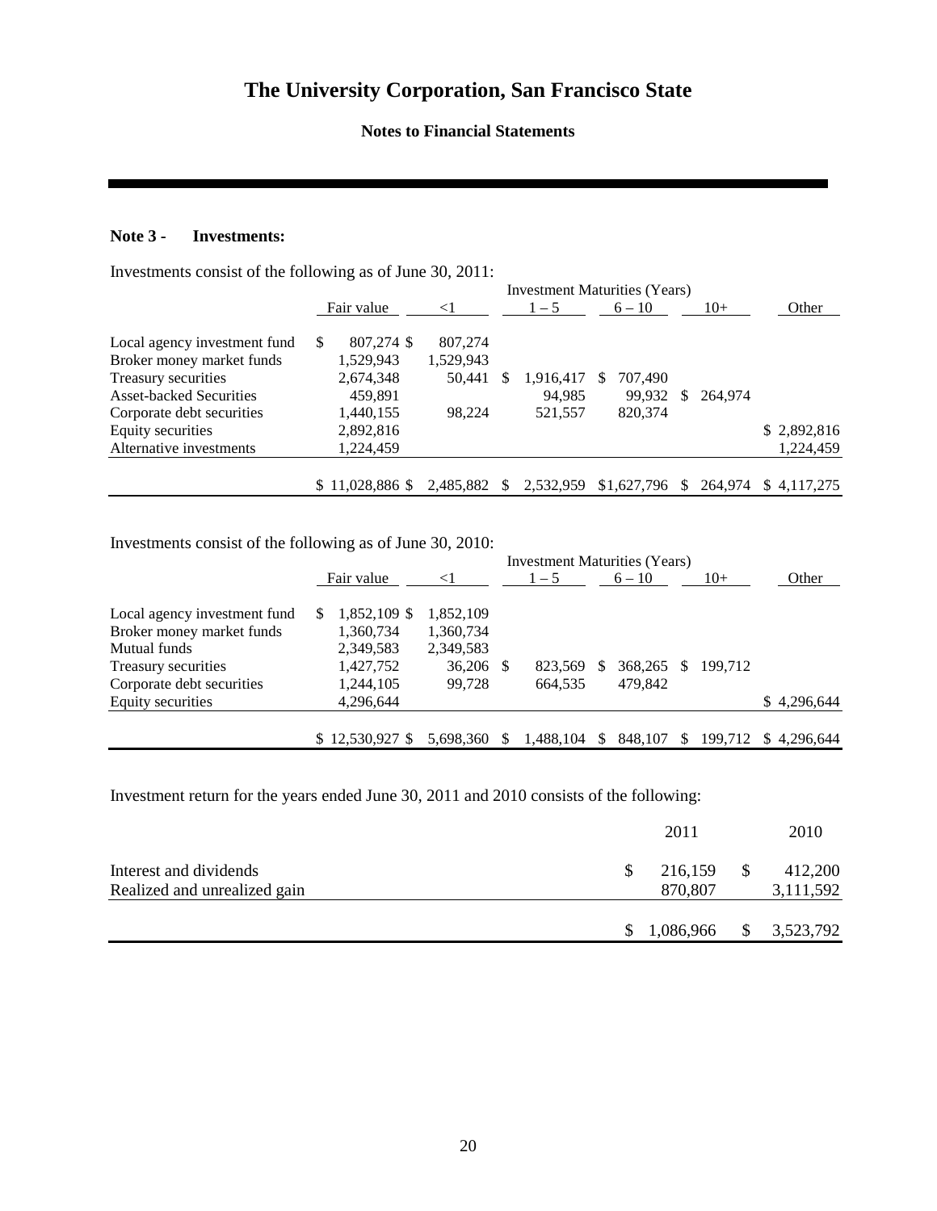# The University Corporation, San Francisco State

**Notes to Financial Statements**

**Note 3 - Investments:**

Investments consist of the following as of June 30, 2011:

| | Fair value | Investment Maturities (Years) <1 | 1 – 5 | 6 – 10 | 10+ | Other |
|---|---|---|---|---|---|---|
| Local agency investment fund | $ 807,274 | $ 807,274 | | | | |
| Broker money market funds | 1,529,943 | 1,529,943 | | | | |
| Treasury securities | 2,674,348 | 50,441 | $ 1,916,417 | $ 707,490 | | |
| Asset-backed Securities | 459,891 | | 94,985 | 99,932 | $ 264,974 | |
| Corporate debt securities | 1,440,155 | 98,224 | 521,557 | 820,374 | | |
| Equity securities | 2,892,816 | | | | | $ 2,892,816 |
| Alternative investments | 1,224,459 | | | | | 1,224,459 |
| | $ 11,028,886 | $ 2,485,882 | $ 2,532,959 | $1,627,796 | $ 264,974 | $ 4,117,275 |

Investments consist of the following as of June 30, 2010:

| | Fair value | Investment Maturities (Years) <1 | 1 – 5 | 6 – 10 | 10+ | Other |
|---|---|---|---|---|---|---|
| Local agency investment fund | $ 1,852,109 | $ 1,852,109 | | | | |
| Broker money market funds | 1,360,734 | 1,360,734 | | | | |
| Mutual funds | 2,349,583 | 2,349,583 | | | | |
| Treasury securities | 1,427,752 | 36,206 | $ 823,569 | $ 368,265 | $ 199,712 | |
| Corporate debt securities | 1,244,105 | 99,728 | 664,535 | 479,842 | | |
| Equity securities | 4,296,644 | | | | | $ 4,296,644 |
| | $ 12,530,927 | $ 5,698,360 | $ 1,488,104 | $ 848,107 | $ 199,712 | $ 4,296,644 |

Investment return for the years ended June 30, 2011 and 2010 consists of the following:

| | 2011 | 2010 |
|---|---|---|
| Interest and dividends | $ 216,159 | $ 412,200 |
| Realized and unrealized gain | 870,807 | 3,111,592 |
| | $ 1,086,966 | $ 3,523,792 |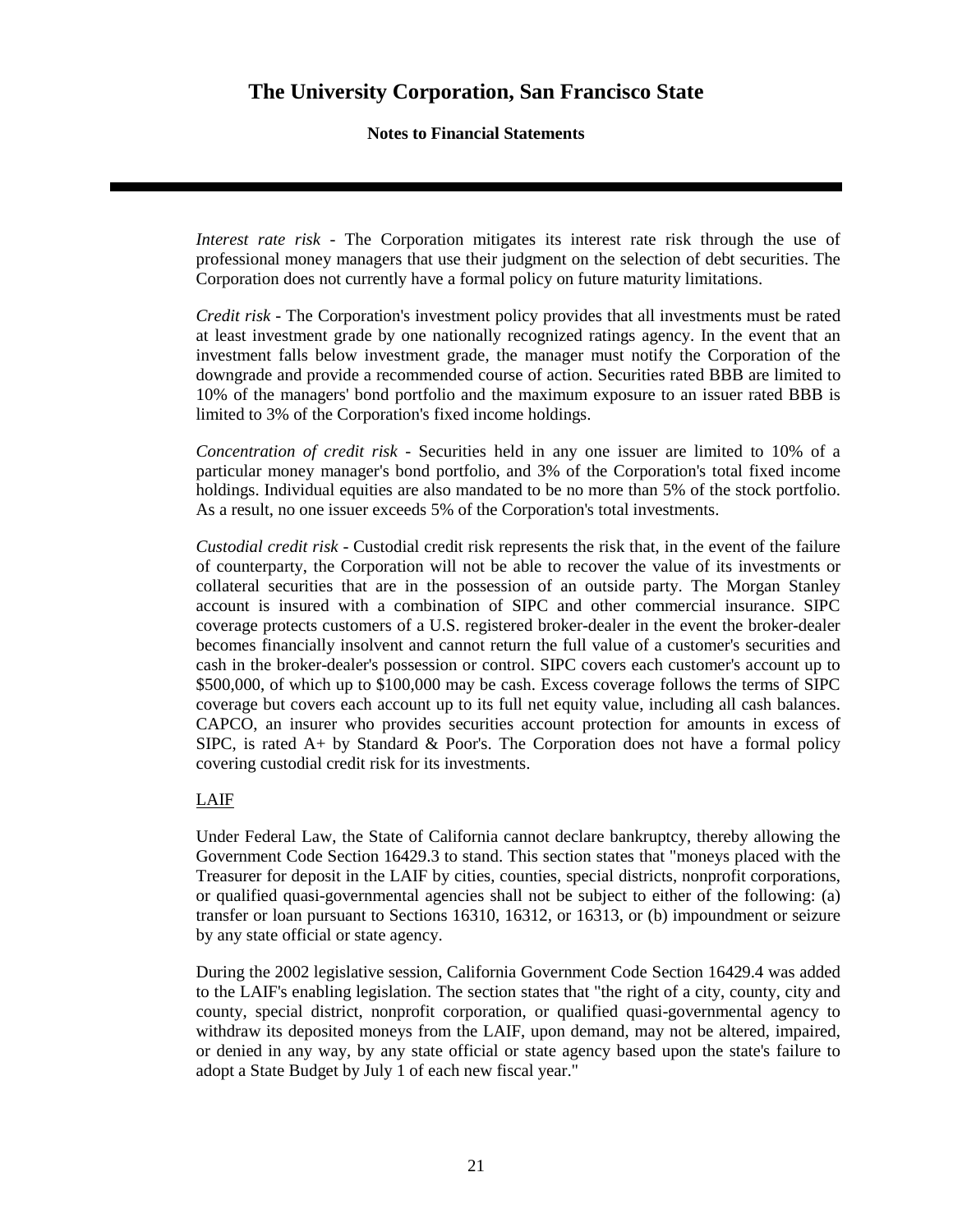*Interest rate risk* - The Corporation mitigates its interest rate risk through the use of professional money managers that use their judgment on the selection of debt securities. The Corporation does not currently have a formal policy on future maturity limitations.

*Credit risk* - The Corporation's investment policy provides that all investments must be rated at least investment grade by one nationally recognized ratings agency. In the event that an investment falls below investment grade, the manager must notify the Corporation of the downgrade and provide a recommended course of action. Securities rated BBB are limited to 10% of the managers' bond portfolio and the maximum exposure to an issuer rated BBB is limited to 3% of the Corporation's fixed income holdings.

*Concentration of credit risk* - Securities held in any one issuer are limited to 10% of a particular money manager's bond portfolio, and 3% of the Corporation's total fixed income holdings. Individual equities are also mandated to be no more than 5% of the stock portfolio. As a result, no one issuer exceeds 5% of the Corporation's total investments.

*Custodial credit risk* - Custodial credit risk represents the risk that, in the event of the failure of counterparty, the Corporation will not be able to recover the value of its investments or collateral securities that are in the possession of an outside party. The Morgan Stanley account is insured with a combination of SIPC and other commercial insurance. SIPC coverage protects customers of a U.S. registered broker-dealer in the event the broker-dealer becomes financially insolvent and cannot return the full value of a customer's securities and cash in the broker-dealer's possession or control. SIPC covers each customer's account up to $500,000, of which up to $100,000 may be cash. Excess coverage follows the terms of SIPC coverage but covers each account up to its full net equity value, including all cash balances. CAPCO, an insurer who provides securities account protection for amounts in excess of SIPC, is rated A+ by Standard & Poor's. The Corporation does not have a formal policy covering custodial credit risk for its investments.

LAIF

Under Federal Law, the State of California cannot declare bankruptcy, thereby allowing the Government Code Section 16429.3 to stand. This section states that "moneys placed with the Treasurer for deposit in the LAIF by cities, counties, special districts, nonprofit corporations, or qualified quasi-governmental agencies shall not be subject to either of the following: (a) transfer or loan pursuant to Sections 16310, 16312, or 16313, or (b) impoundment or seizure by any state official or state agency.

During the 2002 legislative session, California Government Code Section 16429.4 was added to the LAIF's enabling legislation. The section states that "the right of a city, county, city and county, special district, nonprofit corporation, or qualified quasi-governmental agency to withdraw its deposited moneys from the LAIF, upon demand, may not be altered, impaired, or denied in any way, by any state official or state agency based upon the state's failure to adopt a State Budget by July 1 of each new fiscal year."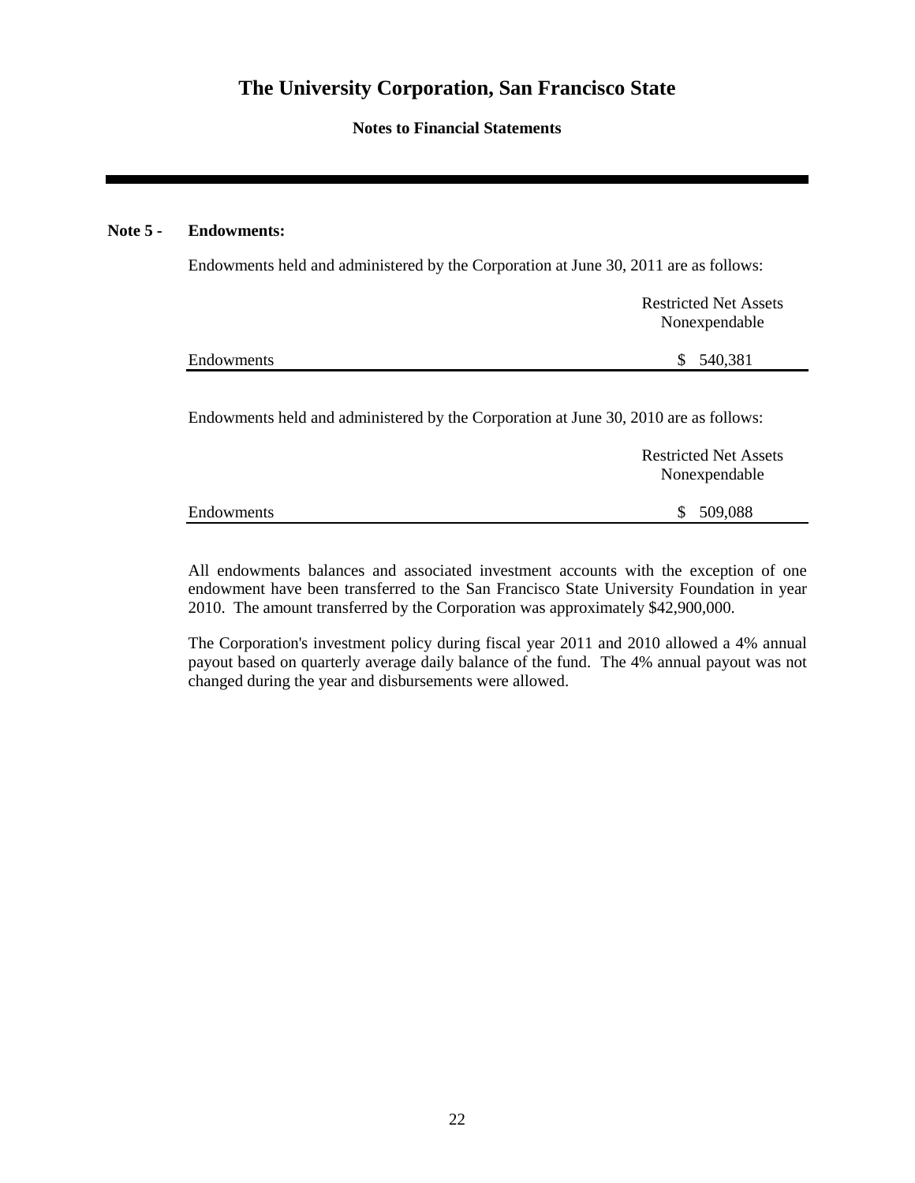# The University Corporation, San Francisco State

**Notes to Financial Statements**

**Note 5 - Endowments:**

Endowments held and administered by the Corporation at June 30, 2011 are as follows:

| | Restricted Net Assets Nonexpendable |
|---|---|
| Endowments | $ 540,381 |

Endowments held and administered by the Corporation at June 30, 2010 are as follows:

| | Restricted Net Assets Nonexpendable |
|---|---|
| Endowments | $ 509,088 |

All endowments balances and associated investment accounts with the exception of one endowment have been transferred to the San Francisco State University Foundation in year 2010. The amount transferred by the Corporation was approximately $42,900,000.

The Corporation's investment policy during fiscal year 2011 and 2010 allowed a 4% annual payout based on quarterly average daily balance of the fund. The 4% annual payout was not changed during the year and disbursements were allowed.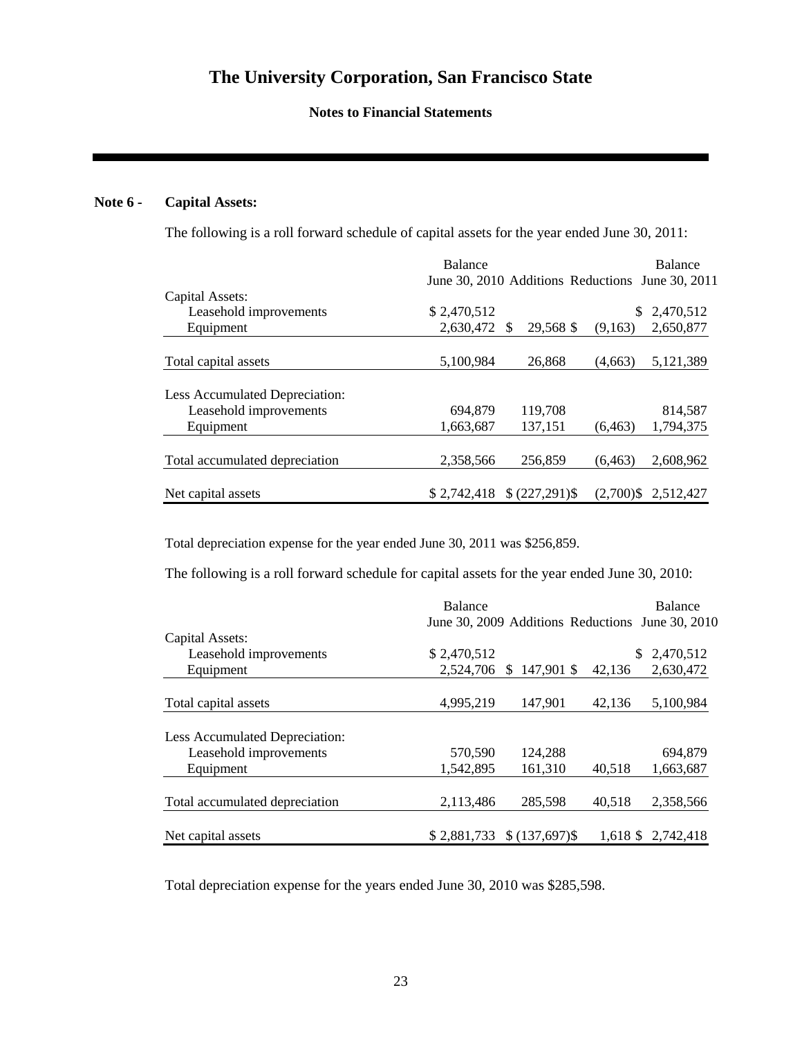**Note 6 - Capital Assets:**

The following is a roll forward schedule of capital assets for the year ended June 30, 2011:

| | Balance June 30, 2010 | Additions | Reductions | Balance June 30, 2011 |
|---|---|---|---|---|
| Capital Assets: | | | | |
| Leasehold improvements | $ 2,470,512 | | | $ 2,470,512 |
| Equipment | 2,630,472 | $ 29,568 | $ (9,163) | 2,650,877 |
| Total capital assets | 5,100,984 | 26,868 | (4,663) | 5,121,389 |
| Less Accumulated Depreciation: | | | | |
| Leasehold improvements | 694,879 | 119,708 | | 814,587 |
| Equipment | 1,663,687 | 137,151 | (6,463) | 1,794,375 |
| Total accumulated depreciation | 2,358,566 | 256,859 | (6,463) | 2,608,962 |
| Net capital assets | $ 2,742,418 | $ (227,291) | $ (2,700) | $ 2,512,427 |

Total depreciation expense for the year ended June 30, 2011 was $256,859.

The following is a roll forward schedule for capital assets for the year ended June 30, 2010:

| | Balance June 30, 2009 | Additions | Reductions | Balance June 30, 2010 |
|---|---|---|---|---|
| Capital Assets: | | | | |
| Leasehold improvements | $ 2,470,512 | | | $ 2,470,512 |
| Equipment | 2,524,706 | $ 147,901 | $ 42,136 | 2,630,472 |
| Total capital assets | 4,995,219 | 147,901 | 42,136 | 5,100,984 |
| Less Accumulated Depreciation: | | | | |
| Leasehold improvements | 570,590 | 124,288 | | 694,879 |
| Equipment | 1,542,895 | 161,310 | 40,518 | 1,663,687 |
| Total accumulated depreciation | 2,113,486 | 285,598 | 40,518 | 2,358,566 |
| Net capital assets | $ 2,881,733 | $ (137,697) | $ 1,618 | $ 2,742,418 |

Total depreciation expense for the years ended June 30, 2010 was $285,598.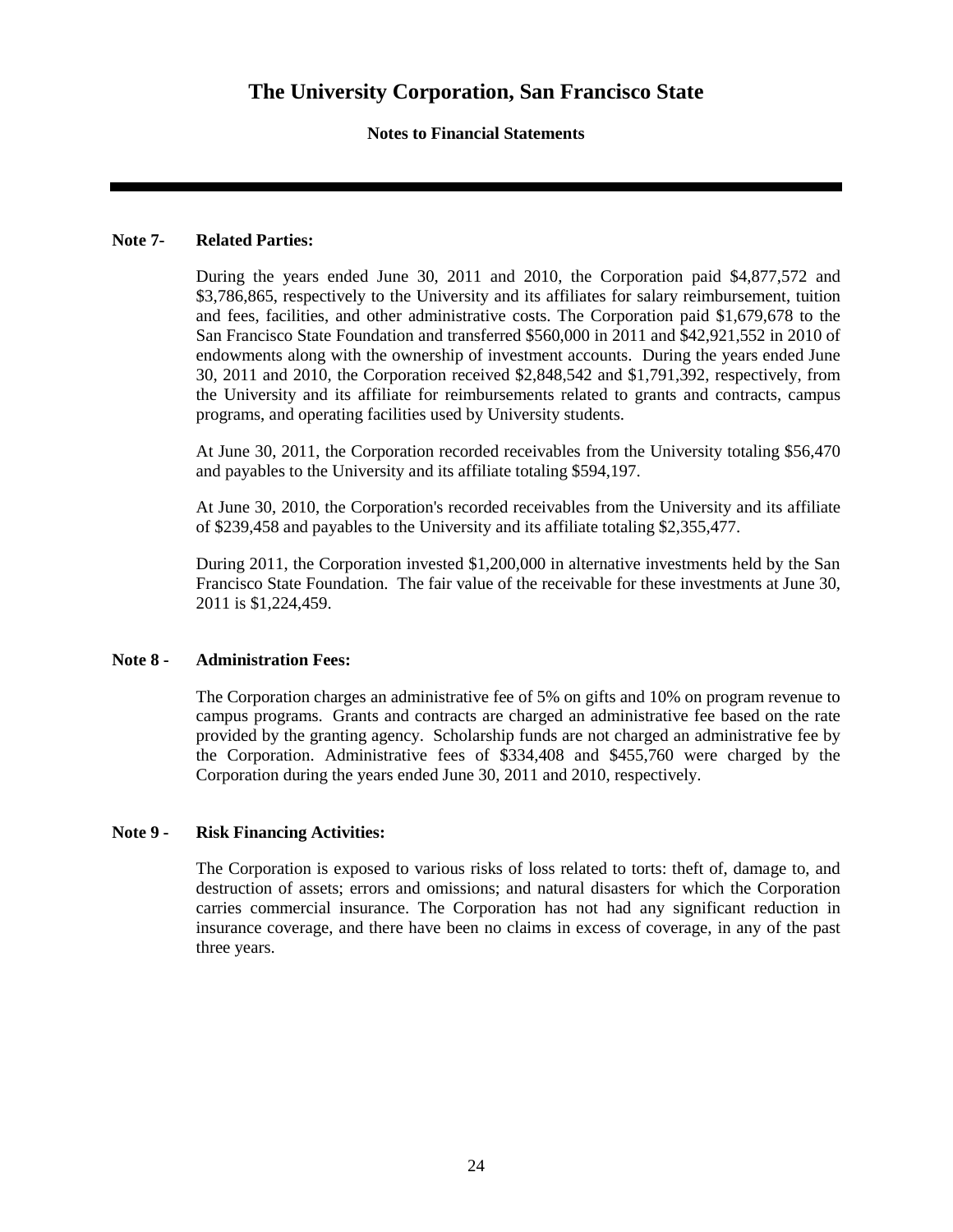# The University Corporation, San Francisco State

**Notes to Financial Statements**

**Note 7- Related Parties:**

During the years ended June 30, 2011 and 2010, the Corporation paid $4,877,572 and $3,786,865, respectively to the University and its affiliates for salary reimbursement, tuition and fees, facilities, and other administrative costs. The Corporation paid $1,679,678 to the San Francisco State Foundation and transferred $560,000 in 2011 and $42,921,552 in 2010 of endowments along with the ownership of investment accounts. During the years ended June 30, 2011 and 2010, the Corporation received $2,848,542 and $1,791,392, respectively, from the University and its affiliate for reimbursements related to grants and contracts, campus programs, and operating facilities used by University students.

At June 30, 2011, the Corporation recorded receivables from the University totaling $56,470 and payables to the University and its affiliate totaling $594,197.

At June 30, 2010, the Corporation's recorded receivables from the University and its affiliate of $239,458 and payables to the University and its affiliate totaling $2,355,477.

During 2011, the Corporation invested $1,200,000 in alternative investments held by the San Francisco State Foundation. The fair value of the receivable for these investments at June 30, 2011 is $1,224,459.

**Note 8 - Administration Fees:**

The Corporation charges an administrative fee of 5% on gifts and 10% on program revenue to campus programs. Grants and contracts are charged an administrative fee based on the rate provided by the granting agency. Scholarship funds are not charged an administrative fee by the Corporation. Administrative fees of $334,408 and $455,760 were charged by the Corporation during the years ended June 30, 2011 and 2010, respectively.

**Note 9 - Risk Financing Activities:**

The Corporation is exposed to various risks of loss related to torts: theft of, damage to, and destruction of assets; errors and omissions; and natural disasters for which the Corporation carries commercial insurance. The Corporation has not had any significant reduction in insurance coverage, and there have been no claims in excess of coverage, in any of the past three years.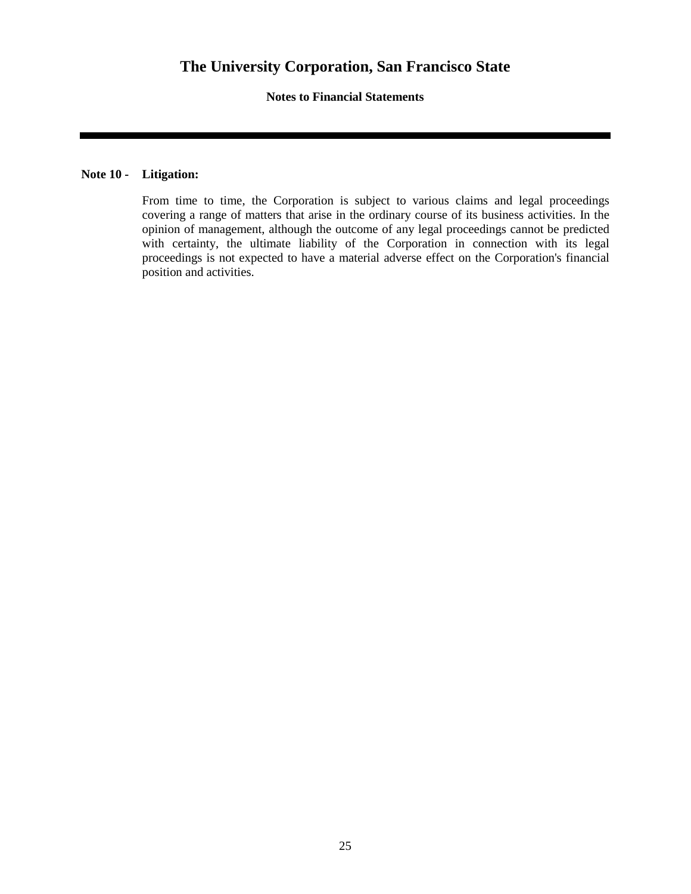## Note 10 - Litigation:

From time to time, the Corporation is subject to various claims and legal proceedings covering a range of matters that arise in the ordinary course of its business activities. In the opinion of management, although the outcome of any legal proceedings cannot be predicted with certainty, the ultimate liability of the Corporation in connection with its legal proceedings is not expected to have a material adverse effect on the Corporation's financial position and activities.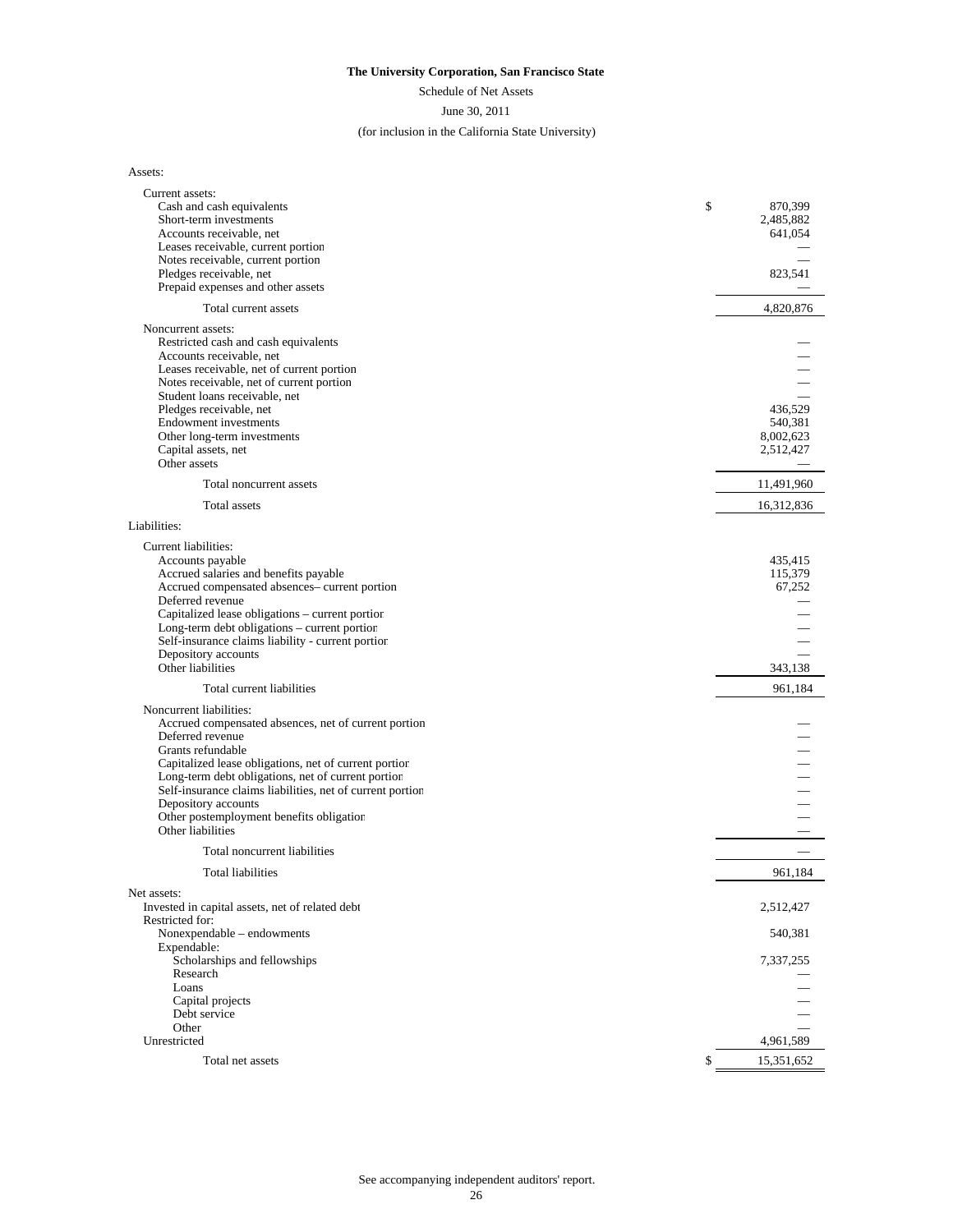**The University Corporation, San Francisco State**

Schedule of Net Assets

June 30, 2011

(for inclusion in the California State University)

| | |
|---|---|
| **Assets:** | |
| Current assets: | |
| Cash and cash equivalents | $ 870,399 |
| Short-term investments | 2,485,882 |
| Accounts receivable, net | 641,054 |
| Leases receivable, current portion | — |
| Notes receivable, current portion | — |
| Pledges receivable, net | 823,541 |
| Prepaid expenses and other assets | — |
| Total current assets | 4,820,876 |
| Noncurrent assets: | |
| Restricted cash and cash equivalents | — |
| Accounts receivable, net | — |
| Leases receivable, net of current portion | — |
| Notes receivable, net of current portion | — |
| Student loans receivable, net | — |
| Pledges receivable, net | 436,529 |
| Endowment investments | 540,381 |
| Other long-term investments | 8,002,623 |
| Capital assets, net | 2,512,427 |
| Other assets | — |
| Total noncurrent assets | 11,491,960 |
| Total assets | 16,312,836 |
| **Liabilities:** | |
| Current liabilities: | |
| Accounts payable | 435,415 |
| Accrued salaries and benefits payable | 115,379 |
| Accrued compensated absences– current portion | 67,252 |
| Deferred revenue | — |
| Capitalized lease obligations – current portion | — |
| Long-term debt obligations – current portion | — |
| Self-insurance claims liability - current portion | — |
| Depository accounts | — |
| Other liabilities | 343,138 |
| Total current liabilities | 961,184 |
| Noncurrent liabilities: | |
| Accrued compensated absences, net of current portion | — |
| Deferred revenue | — |
| Grants refundable | — |
| Capitalized lease obligations, net of current portion | — |
| Long-term debt obligations, net of current portion | — |
| Self-insurance claims liabilities, net of current portion | — |
| Depository accounts | — |
| Other postemployment benefits obligation | — |
| Other liabilities | — |
| Total noncurrent liabilities | — |
| Total liabilities | 961,184 |
| **Net assets:** | |
| Invested in capital assets, net of related debt | 2,512,427 |
| Restricted for: | |
| Nonexpendable – endowments | 540,381 |
| Expendable: | |
| Scholarships and fellowships | 7,337,255 |
| Research | — |
| Loans | — |
| Capital projects | — |
| Debt service | — |
| Other | — |
| Unrestricted | 4,961,589 |
| Total net assets | $ 15,351,652 |

See accompanying independent auditors' report.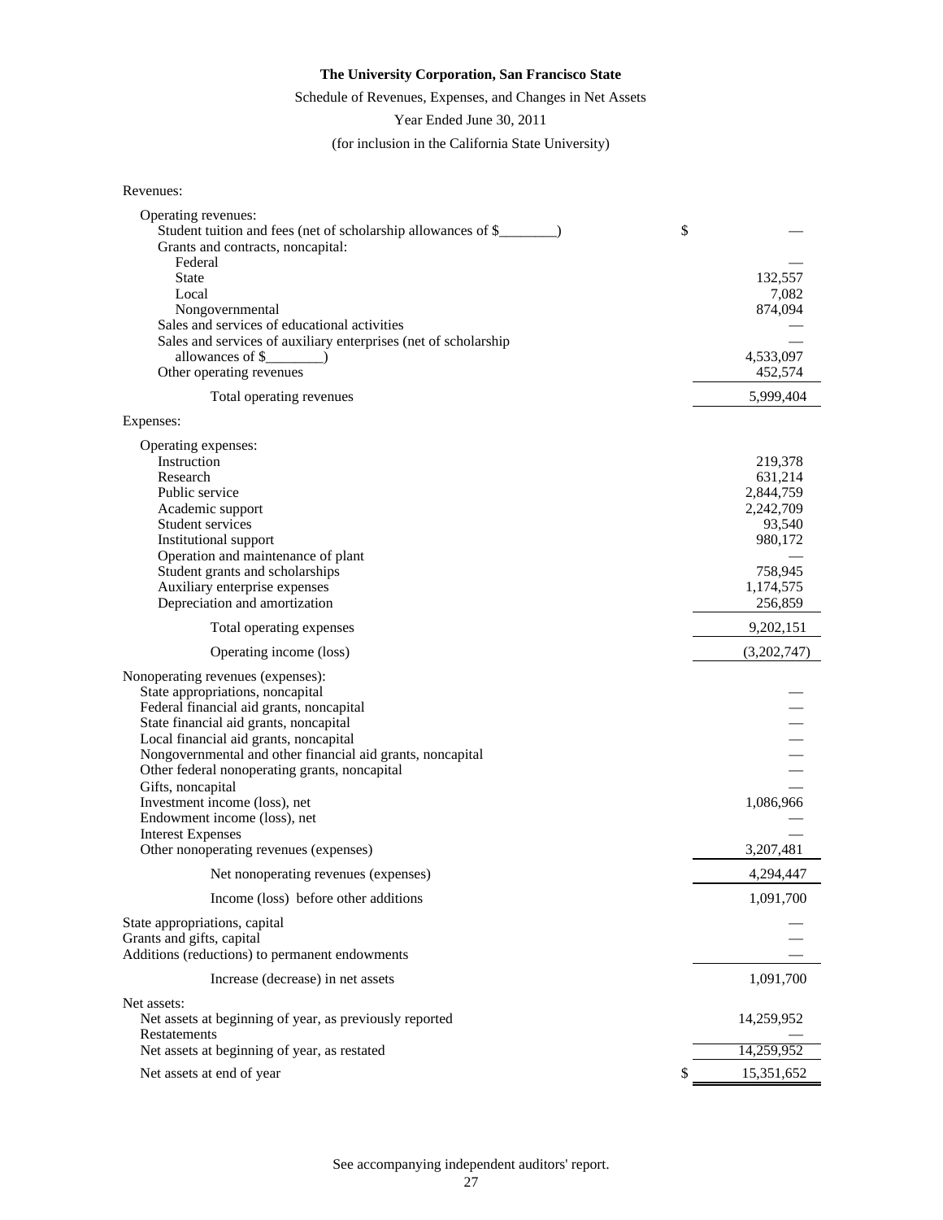**The University Corporation, San Francisco State**

Schedule of Revenues, Expenses, and Changes in Net Assets

Year Ended June 30, 2011

(for inclusion in the California State University)

| | |
|---|---|
| Revenues: | |
| Operating revenues: | |
| Student tuition and fees (net of scholarship allowances of $________) | $ — |
| Grants and contracts, noncapital: | |
| Federal | — |
| State | 132,557 |
| Local | 7,082 |
| Nongovernmental | 874,094 |
| Sales and services of educational activities | — |
| Sales and services of auxiliary enterprises (net of scholarship allowances of $________) | — |
| | 4,533,097 |
| Other operating revenues | 452,574 |
| Total operating revenues | 5,999,404 |
| Expenses: | |
| Operating expenses: | |
| Instruction | 219,378 |
| Research | 631,214 |
| Public service | 2,844,759 |
| Academic support | 2,242,709 |
| Student services | 93,540 |
| Institutional support | 980,172 |
| Operation and maintenance of plant | — |
| Student grants and scholarships | 758,945 |
| Auxiliary enterprise expenses | 1,174,575 |
| Depreciation and amortization | 256,859 |
| Total operating expenses | 9,202,151 |
| Operating income (loss) | (3,202,747) |
| Nonoperating revenues (expenses): | |
| State appropriations, noncapital | — |
| Federal financial aid grants, noncapital | — |
| State financial aid grants, noncapital | — |
| Local financial aid grants, noncapital | — |
| Nongovernmental and other financial aid grants, noncapital | — |
| Other federal nonoperating grants, noncapital | — |
| Gifts, noncapital | — |
| Investment income (loss), net | 1,086,966 |
| Endowment income (loss), net | — |
| Interest Expenses | — |
| Other nonoperating revenues (expenses) | 3,207,481 |
| Net nonoperating revenues (expenses) | 4,294,447 |
| Income (loss) before other additions | 1,091,700 |
| State appropriations, capital | — |
| Grants and gifts, capital | — |
| Additions (reductions) to permanent endowments | — |
| Increase (decrease) in net assets | 1,091,700 |
| Net assets: | |
| Net assets at beginning of year, as previously reported | 14,259,952 |
| Restatements | — |
| Net assets at beginning of year, as restated | 14,259,952 |
| Net assets at end of year | $ 15,351,652 |

See accompanying independent auditors' report.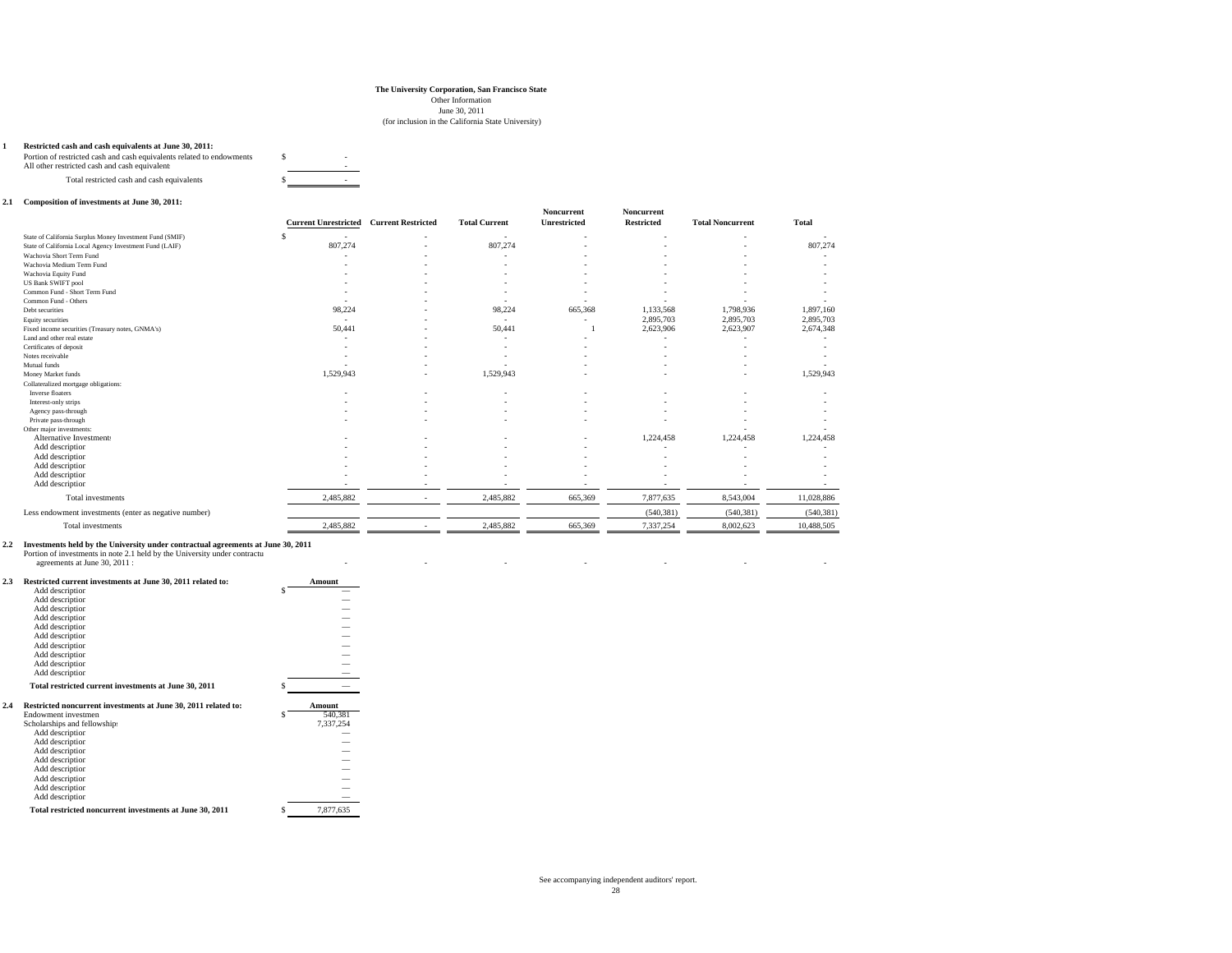**The University Corporation, San Francisco State**
Other Information
June 30, 2011
(for inclusion in the California State University)

**1 Restricted cash and cash equivalents at June 30, 2011:**

| | |
|---|---|
| Portion of restricted cash and cash equivalents related to endowments | $ - |
| All other restricted cash and cash equivalents | - |
| Total restricted cash and cash equivalents | $ - |

**2.1 Composition of investments at June 30, 2011:**

| | Current Unrestricted | Current Restricted | Total Current | Noncurrent Unrestricted | Noncurrent Restricted | Total Noncurrent | Total |
|---|---|---|---|---|---|---|---|
| State of California Surplus Money Investment Fund (SMIF) | $ - | - | - | - | - | - | - |
| State of California Local Agency Investment Fund (LAIF) | 807,274 | - | 807,274 | - | - | - | 807,274 |
| Wachovia Short Term Fund | - | - | - | - | - | - | - |
| Wachovia Medium Term Fund | - | - | - | - | - | - | - |
| Wachovia Equity Fund | - | - | - | - | - | - | - |
| US Bank SWIFT pool | - | - | - | - | - | - | - |
| Common Fund - Short Term Fund | - | - | - | - | - | - | - |
| Common Fund - Others | - | - | - | - | - | - | - |
| Debt securities | 98,224 | - | 98,224 | 665,368 | 1,133,568 | 1,798,936 | 1,897,160 |
| Equity securities | - | - | - | - | 2,895,703 | 2,895,703 | 2,895,703 |
| Fixed income securities (Treasury notes, GNMA's) | 50,441 | - | 50,441 | 1 | 2,623,906 | 2,623,907 | 2,674,348 |
| Land and other real estate | - | - | - | - | - | - | - |
| Certificates of deposit | - | - | - | - | - | - | - |
| Notes receivable | - | - | - | - | - | - | - |
| Mutual funds | - | - | - | - | - | - | - |
| Money Market funds | 1,529,943 | - | 1,529,943 | - | - | - | 1,529,943 |
| Collateralized mortgage obligations: | | | | | | | |
| Inverse floaters | - | - | - | - | - | - | - |
| Interest-only strips | - | - | - | - | - | - | - |
| Agency pass-through | - | - | - | - | - | - | - |
| Private pass-through | - | - | - | - | - | - | - |
| Other major investments: | | | | | | - | - |
| Alternative Investments | - | - | - | - | 1,224,458 | 1,224,458 | 1,224,458 |
| Add description | - | - | - | - | - | - | - |
| Add description | - | - | - | - | - | - | - |
| Add description | - | - | - | - | - | - | - |
| Add description | - | - | - | - | - | - | - |
| Add description | - | - | - | - | - | - | - |
| Total investments | 2,485,882 | - | 2,485,882 | 665,369 | 7,877,635 | 8,543,004 | 11,028,886 |
| Less endowment investments (enter as negative number) | | | | | (540,381) | (540,381) | (540,381) |
| Total investments | 2,485,882 | - | 2,485,882 | 665,369 | 7,337,254 | 8,002,623 | 10,488,505 |

**2.2 Investments held by the University under contractual agreements at June 30, 2011**

| | | | | | | | |
|---|---|---|---|---|---|---|---|
| Portion of investments in note 2.1 held by the University under contractual agreements at June 30, 2011 : | - | - | - | - | - | - | - |

**2.3 Restricted current investments at June 30, 2011 related to:**

| | Amount |
|---|---|
| Add description | $ — |
| Add description | — |
| Add description | — |
| Add description | — |
| Add description | — |
| Add description | — |
| Add description | — |
| Add description | — |
| Add description | — |
| Add description | — |
| **Total restricted current investments at June 30, 2011** | $ — |

**2.4 Restricted noncurrent investments at June 30, 2011 related to:**

| | Amount |
|---|---|
| Endowment investment | $ 540,381 |
| Scholarships and fellowships | 7,337,254 |
| Add description | — |
| Add description | — |
| Add description | — |
| Add description | — |
| Add description | — |
| Add description | — |
| Add description | — |
| Add description | — |
| **Total restricted noncurrent investments at June 30, 2011** | $ 7,877,635 |

See accompanying independent auditors' report.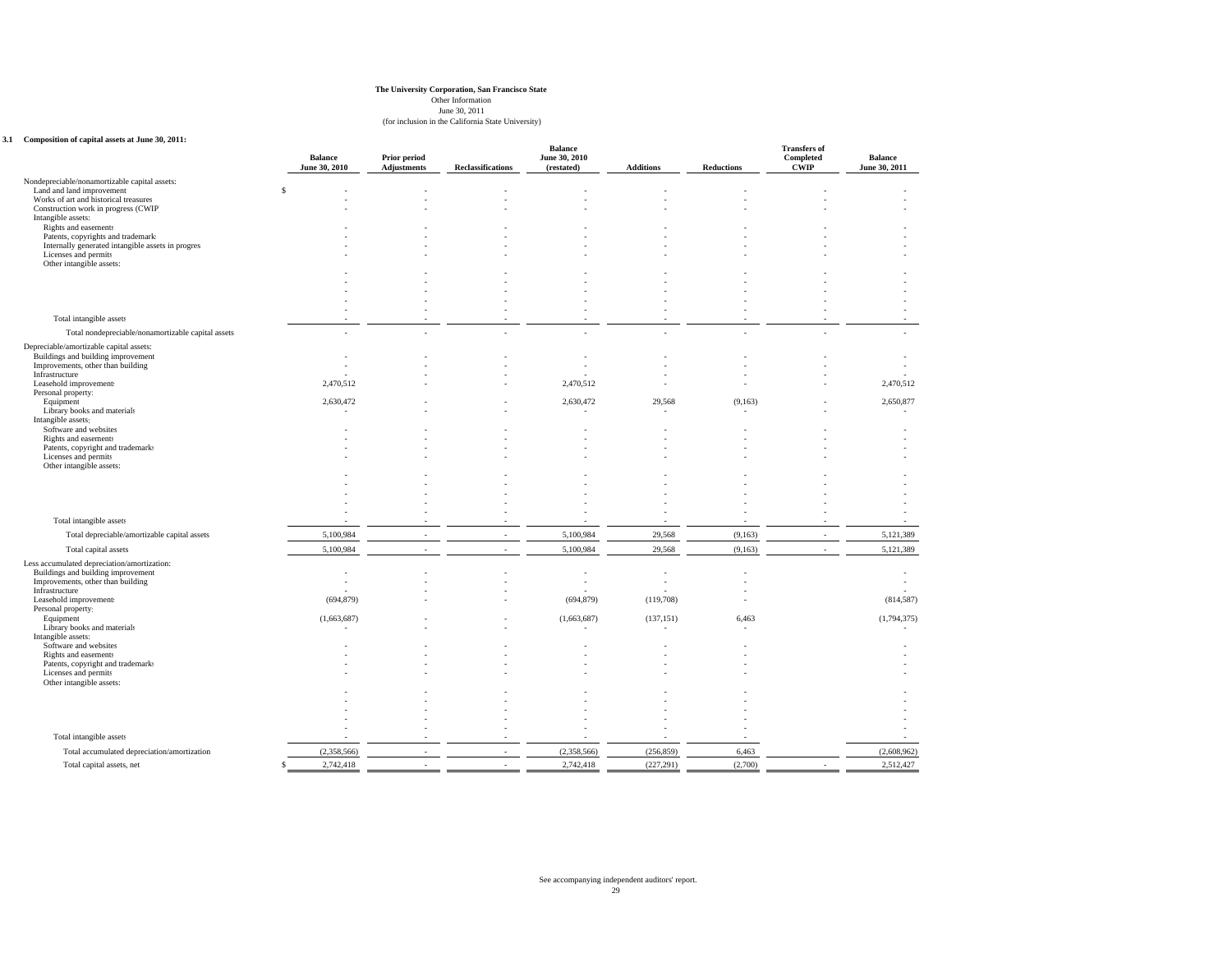**The University Corporation, San Francisco State**
Other Information
June 30, 2011
(for inclusion in the California State University)

**3.1 Composition of capital assets at June 30, 2011:**

| | Balance June 30, 2010 | Prior period Adjustments | Reclassifications | Balance June 30, 2010 (restated) | Additions | Reductions | Transfers of Completed CWIP | Balance June 30, 2011 |
|---|---|---|---|---|---|---|---|---|
| Nondepreciable/nonamortizable capital assets: | | | | | | | | |
| Land and land improvement | $ - | - | - | - | - | - | - | - |
| Works of art and historical treasures | - | - | - | - | - | - | - | - |
| Construction work in progress (CWIP | - | - | - | - | - | - | - | - |
| Intangible assets: | | | | | | | | |
| Rights and easements | - | - | - | - | - | - | - | - |
| Patents, copyrights and trademarks | - | - | - | - | - | - | - | - |
| Internally generated intangible assets in progres | - | - | - | - | - | - | - | - |
| Licenses and permits | - | - | - | - | - | - | - | - |
| Other intangible assets: | | | | | | | | |
| | - | - | - | - | - | - | - | - |
| | - | - | - | - | - | - | - | - |
| | - | - | - | - | - | - | - | - |
| | - | - | - | - | - | - | - | - |
| | - | - | - | - | - | - | - | - |
| Total intangible assets | - | - | - | - | - | - | - | - |
| Total nondepreciable/nonamortizable capital assets | - | - | - | - | - | - | - | - |
| Depreciable/amortizable capital assets: | | | | | | | | |
| Buildings and building improvement | - | - | - | - | - | - | - | - |
| Improvements, other than building | - | - | - | - | - | - | - | - |
| Infrastructure | - | - | - | - | - | - | - | - |
| Leasehold improvements | 2,470,512 | - | - | 2,470,512 | - | - | - | 2,470,512 |
| Personal property: | | | | | | | | |
| Equipment | 2,630,472 | - | - | 2,630,472 | 29,568 | (9,163) | - | 2,650,877 |
| Library books and materials | - | - | - | - | - | - | - | - |
| Intangible assets: | | | | | | | | |
| Software and websites | - | - | - | - | - | - | - | - |
| Rights and easements | - | - | - | - | - | - | - | - |
| Patents, copyright and trademarks | - | - | - | - | - | - | - | - |
| Licenses and permits | - | - | - | - | - | - | - | - |
| Other intangible assets: | | | | | | | | |
| | - | - | - | - | - | - | - | - |
| | - | - | - | - | - | - | - | - |
| | - | - | - | - | - | - | - | - |
| | - | - | - | - | - | - | - | - |
| | - | - | - | - | - | - | - | - |
| Total intangible assets | - | - | - | - | - | - | - | - |
| Total depreciable/amortizable capital assets | 5,100,984 | - | - | 5,100,984 | 29,568 | (9,163) | - | 5,121,389 |
| Total capital assets | 5,100,984 | - | - | 5,100,984 | 29,568 | (9,163) | - | 5,121,389 |
| Less accumulated depreciation/amortization: | | | | | | | | |
| Buildings and building improvement | - | - | - | - | - | - | | - |
| Improvements, other than building | - | - | - | - | - | - | | - |
| Infrastructure | - | - | - | - | - | - | | - |
| Leasehold improvements | (694,879) | - | - | (694,879) | (119,708) | - | | (814,587) |
| Personal property: | | | | | | | | |
| Equipment | (1,663,687) | - | - | (1,663,687) | (137,151) | 6,463 | | (1,794,375) |
| Library books and materials | - | - | - | - | - | - | | - |
| Intangible assets: | | | | | | | | |
| Software and websites | - | - | - | - | - | - | | - |
| Rights and easements | - | - | - | - | - | - | | - |
| Patents, copyright and trademarks | - | - | - | - | - | - | | - |
| Licenses and permits | - | - | - | - | - | - | | - |
| Other intangible assets: | | | | | | | | |
| | - | - | - | - | - | - | | - |
| | - | - | - | - | - | - | | - |
| | - | - | - | - | - | - | | - |
| | - | - | - | - | - | - | | - |
| | - | - | - | - | - | - | | - |
| Total intangible assets | - | - | - | - | - | - | | - |
| Total accumulated depreciation/amortization | (2,358,566) | - | - | (2,358,566) | (256,859) | 6,463 | | (2,608,962) |
| Total capital assets, net | $ 2,742,418 | - | - | 2,742,418 | (227,291) | (2,700) | - | 2,512,427 |

See accompanying independent auditors' report.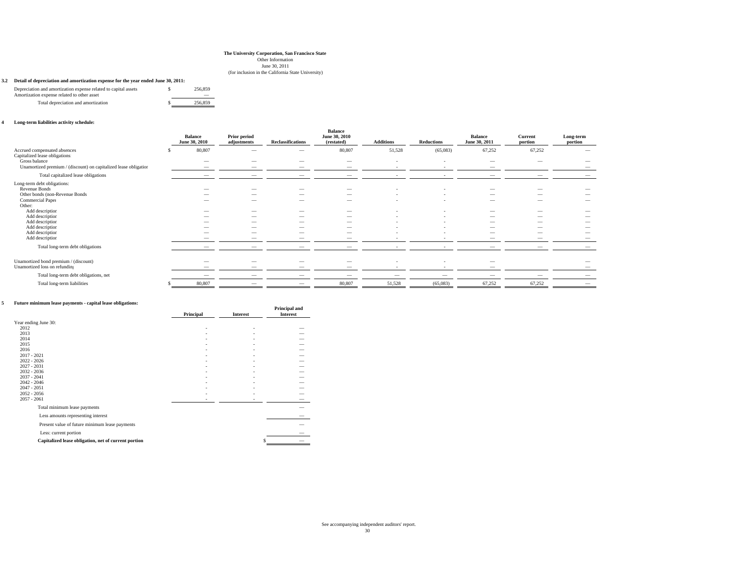**The University Corporation, San Francisco State**
Other Information
June 30, 2011
(for inclusion in the California State University)

**3.2 Detail of depreciation and amortization expense for the year ended June 30, 2011:**

| | |
|---|---|
| Depreciation and amortization expense related to capital assets | $ 256,859 |
| Amortization expense related to other asset | — |
| Total depreciation and amortization | $ 256,859 |

**4 Long-term liabilities activity schedule:**

| | Balance June 30, 2010 | Prior period adjustments | Reclassifications | Balance June 30, 2010 (restated) | Additions | Reductions | Balance June 30, 2011 | Current portion | Long-term portion |
|---|---|---|---|---|---|---|---|---|---|
| Accrued compensated absences | $ 80,807 | — | — | 80,807 | 51,528 | (65,083) | 67,252 | 67,252 | — |
| Capitalized lease obligations: | | | | | | | | | |
| Gross balance | — | — | — | — | - | - | — | — | — |
| Unamortized premium / (discount) on capitalized lease obligation | — | — | — | — | - | - | — | | — |
| Total capitalized lease obligations | — | — | — | — | - | - | — | — | — |
| Long-term debt obligations: | | | | | | | | | |
| Revenue Bonds | — | — | — | — | - | - | — | — | — |
| Other bonds (non-Revenue Bonds | — | — | — | — | - | - | — | — | — |
| Commercial Paper | — | — | — | — | - | - | — | — | — |
| Other: | | | | | | | | | |
| Add description | — | — | — | — | - | - | — | — | — |
| Add description | — | — | — | — | - | - | — | — | — |
| Add description | — | — | — | — | - | - | — | — | — |
| Add description | — | — | — | — | - | - | — | — | — |
| Add description | — | — | — | — | - | - | — | — | — |
| Add description | — | — | — | — | - | - | — | — | — |
| Total long-term debt obligations | — | — | — | — | - | - | — | — | — |
| Unamortized bond premium / (discount) | — | — | — | — | - | - | — | | — |
| Unamortized loss on refunding | — | — | — | — | - | - | — | | — |
| Total long-term debt obligations, net | — | — | — | — | — | — | — | — | — |
| Total long-term liabilities | $ 80,807 | — | — | 80,807 | 51,528 | (65,083) | 67,252 | 67,252 | — |

**5 Future minimum lease payments - capital lease obligations:**

| | Principal | Interest | Principal and Interest |
|---|---|---|---|
| Year ending June 30: | | | |
| 2012 | - | - | — |
| 2013 | - | - | — |
| 2014 | - | - | — |
| 2015 | - | - | — |
| 2016 | - | - | — |
| 2017 - 2021 | - | - | — |
| 2022 - 2026 | - | - | — |
| 2027 - 2031 | - | - | — |
| 2032 - 2036 | - | - | — |
| 2037 - 2041 | - | - | — |
| 2042 - 2046 | - | - | — |
| 2047 - 2051 | - | - | — |
| 2052 - 2056 | - | - | — |
| 2057 - 2061 | - | - | — |
| Total minimum lease payments | | | — |
| Less amounts representing interest | | | — |
| Present value of future minimum lease payments | | | — |
| Less: current portion | | | — |
| **Capitalized lease obligation, net of current portion** | | | $ — |

See accompanying independent auditors' report.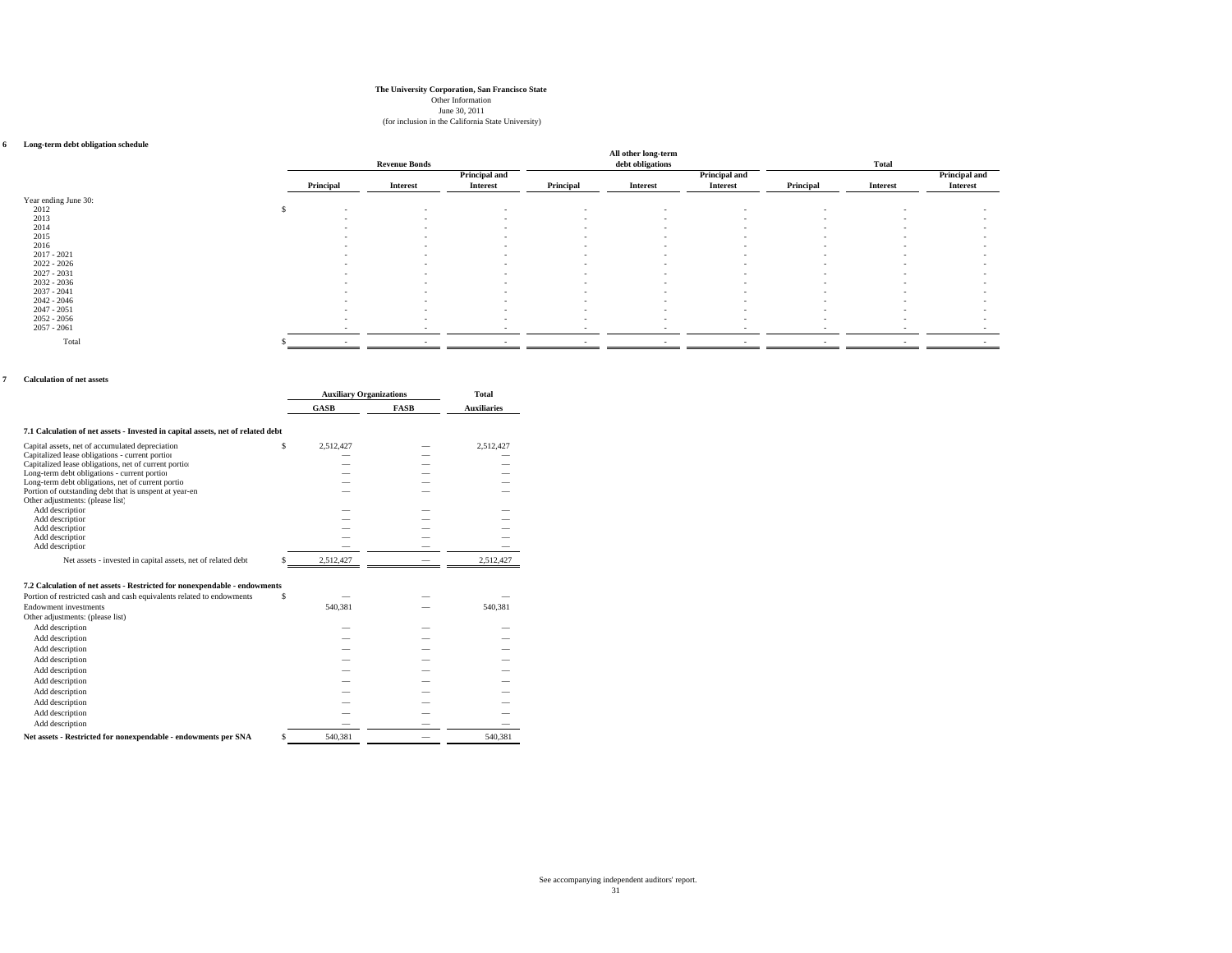**The University Corporation, San Francisco State**

Other Information

June 30, 2011

(for inclusion in the California State University)

**6 Long-term debt obligation schedule**

| | Revenue Bonds | | | All other long-term debt obligations | | | Total | | |
|---|---|---|---|---|---|---|---|---|---|
| | Principal | Interest | Principal and Interest | Principal | Interest | Principal and Interest | Principal | Interest | Principal and Interest |
| Year ending June 30: | | | | | | | | | |
| 2012 | $ - | - | - | - | - | - | - | - | - |
| 2013 | - | - | - | - | - | - | - | - | - |
| 2014 | - | - | - | - | - | - | - | - | - |
| 2015 | - | - | - | - | - | - | - | - | - |
| 2016 | - | - | - | - | - | - | - | - | - |
| 2017 - 2021 | - | - | - | - | - | - | - | - | - |
| 2022 - 2026 | - | - | - | - | - | - | - | - | - |
| 2027 - 2031 | - | - | - | - | - | - | - | - | - |
| 2032 - 2036 | - | - | - | - | - | - | - | - | - |
| 2037 - 2041 | - | - | - | - | - | - | - | - | - |
| 2042 - 2046 | - | - | - | - | - | - | - | - | - |
| 2047 - 2051 | - | - | - | - | - | - | - | - | - |
| 2052 - 2056 | - | - | - | - | - | - | - | - | - |
| 2057 - 2061 | - | - | - | - | - | - | - | - | - |
| Total | $ - | - | - | - | - | - | - | - | - |

**7 Calculation of net assets**

| | Auxiliary Organizations | | Total |
|---|---|---|---|
| | GASB | FASB | Auxiliaries |
| **7.1 Calculation of net assets - Invested in capital assets, net of related debt** | | | |
| Capital assets, net of accumulated depreciation | $ 2,512,427 | — | 2,512,427 |
| Capitalized lease obligations - current portion | — | — | — |
| Capitalized lease obligations, net of current portion | — | — | — |
| Long-term debt obligations - current portion | — | — | — |
| Long-term debt obligations, net of current portion | — | — | — |
| Portion of outstanding debt that is unspent at year-end | — | — | — |
| Other adjustments: (please list) | | | |
| Add description | — | — | — |
| Add description | — | — | — |
| Add description | — | — | — |
| Add description | — | — | — |
| Add description | — | — | — |
| Net assets - invested in capital assets, net of related debt | $ 2,512,427 | — | 2,512,427 |
| **7.2 Calculation of net assets - Restricted for nonexpendable - endowments** | | | |
| Portion of restricted cash and cash equivalents related to endowments | $ — | — | — |
| Endowment investments | 540,381 | — | 540,381 |
| Other adjustments: (please list) | | | |
| Add description | — | — | — |
| Add description | — | — | — |
| Add description | — | — | — |
| Add description | — | — | — |
| Add description | — | — | — |
| Add description | — | — | — |
| Add description | — | — | — |
| Add description | — | — | — |
| Add description | — | — | — |
| Add description | — | — | — |
| **Net assets - Restricted for nonexpendable - endowments per SNA** | $ 540,381 | — | 540,381 |

See accompanying independent auditors' report.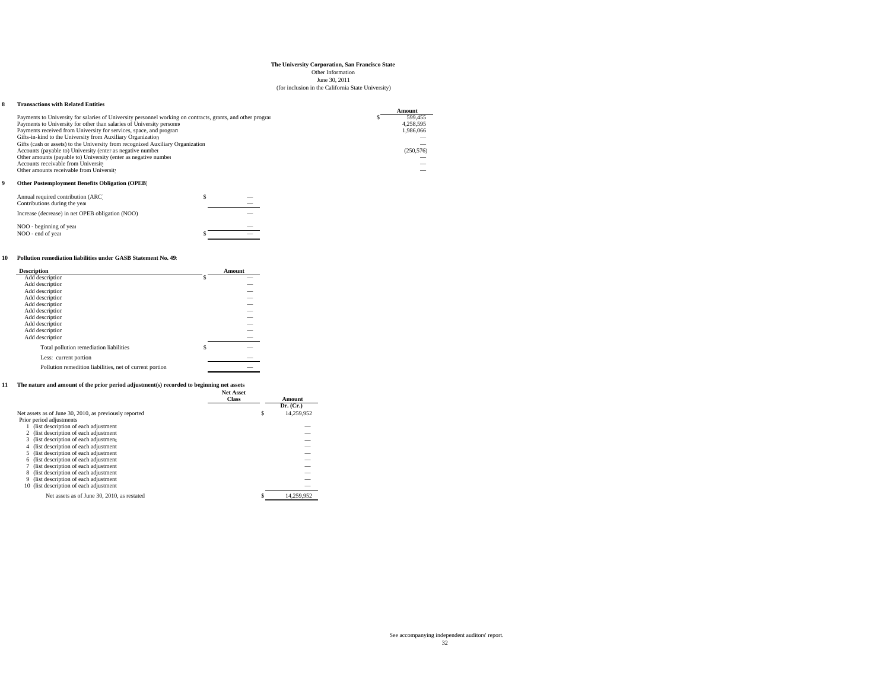**The University Corporation, San Francisco State**
Other Information
June 30, 2011
(for inclusion in the California State University)

## 8 Transactions with Related Entities

| | Amount |
|---|---|
| Payments to University for salaries of University personnel working on contracts, grants, and other program | $ 599,455 |
| Payments to University for other than salaries of University personnel | 4,258,595 |
| Payments received from University for services, space, and program | 1,986,066 |
| Gifts-in-kind to the University from Auxiliary Organization | — |
| Gifts (cash or assets) to the University from recognized Auxiliary Organization | — |
| Accounts (payable to) University (enter as negative number) | (250,576) |
| Other amounts (payable to) University (enter as negative number) | — |
| Accounts receivable from University | — |
| Other amounts receivable from University | — |

## 9 Other Postemployment Benefits Obligation (OPEB)

| | |
|---|---|
| Annual required contribution (ARC) | $ — |
| Contributions during the year | — |
| Increase (decrease) in net OPEB obligation (NOO) | — |
| NOO - beginning of year | — |
| NOO - end of year | $ — |

## 10 Pollution remediation liabilities under GASB Statement No. 49:

| Description | Amount |
|---|---|
| Add description | $ — |
| Add description | — |
| Add description | — |
| Add description | — |
| Add description | — |
| Add description | — |
| Add description | — |
| Add description | — |
| Add description | — |
| Add description | — |
| Total pollution remediation liabilities | $ — |
| Less: current portion | — |
| Pollution remedition liabilities, net of current portion | — |

## 11 The nature and amount of the prior period adjustment(s) recorded to beginning net assets

| | Net Asset Class | Amount Dr. (Cr.) |
|---|---|---|
| Net assets as of June 30, 2010, as previously reported | | $ 14,259,952 |
| Prior period adjustments | | |
| 1 (list description of each adjustment) | | — |
| 2 (list description of each adjustment) | | — |
| 3 (list description of each adjustment) | | — |
| 4 (list description of each adjustment) | | — |
| 5 (list description of each adjustment) | | — |
| 6 (list description of each adjustment) | | — |
| 7 (list description of each adjustment) | | — |
| 8 (list description of each adjustment) | | — |
| 9 (list description of each adjustment) | | — |
| 10 (list description of each adjustment) | | — |
| Net assets as of June 30, 2010, as restated | | $ 14,259,952 |

See accompanying independent auditors' report.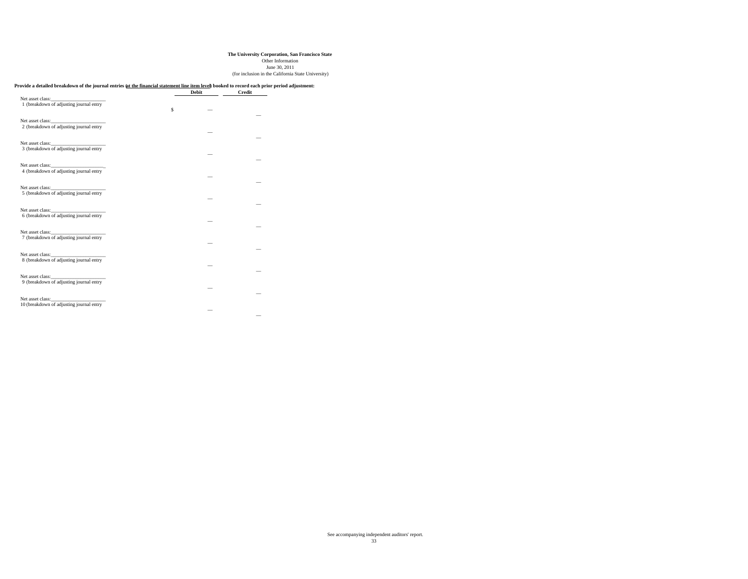**The University Corporation, San Francisco State**

Other Information

June 30, 2011

(for inclusion in the California State University)

**Provide a detailed breakdown of the journal entries (<u>at the financial statement line item level</u>) booked to record each prior period adjustment:**

| | Debit | Credit |
|---|---|---|
| Net asset class:______________________ | | |
| 1 (breakdown of adjusting journal entry | $ — | |
| | | — |
| Net asset class:______________________ | | |
| 2 (breakdown of adjusting journal entry | — | |
| | | — |
| Net asset class:______________________ | | |
| 3 (breakdown of adjusting journal entry | — | |
| | | — |
| Net asset class:______________________ | | |
| 4 (breakdown of adjusting journal entry | — | |
| | | — |
| Net asset class:______________________ | | |
| 5 (breakdown of adjusting journal entry | — | |
| | | — |
| Net asset class:______________________ | | |
| 6 (breakdown of adjusting journal entry | — | |
| | | — |
| Net asset class:______________________ | | |
| 7 (breakdown of adjusting journal entry | — | |
| | | — |
| Net asset class:______________________ | | |
| 8 (breakdown of adjusting journal entry | — | |
| | | — |
| Net asset class:______________________ | | |
| 9 (breakdown of adjusting journal entry | — | |
| | | — |
| Net asset class:______________________ | | |
| 10 (breakdown of adjusting journal entry | — | |
| | | — |

See accompanying independent auditors' report.